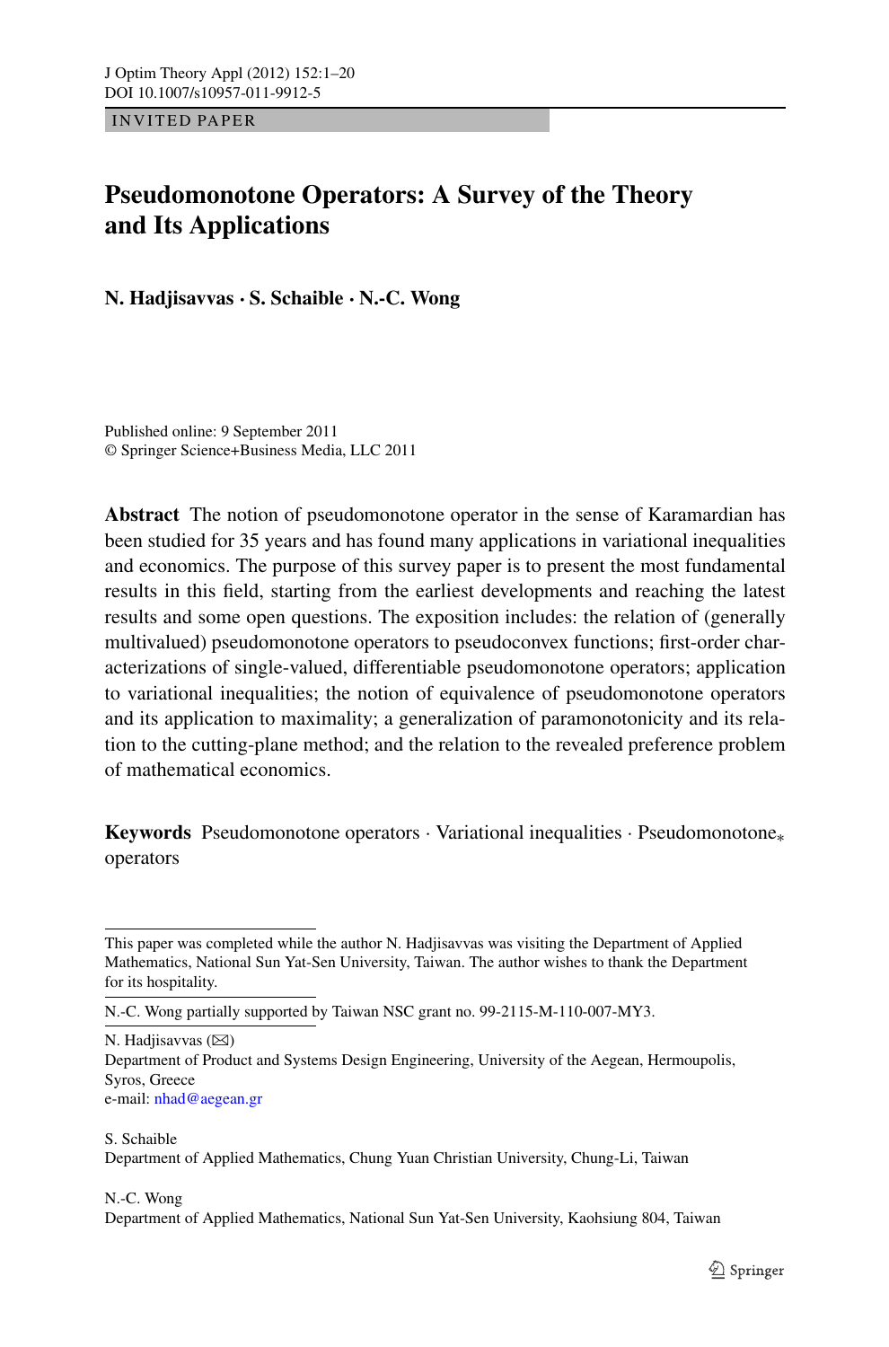INVITED PAPER

# Pseudomonotone Operators: A Survey of the Theory and Its Applications

**N. Hadjisavvas · S. Schaible · N.-C. Wong**

Published online: 9 September 2011
© Springer Science+Business Media, LLC 2011

**Abstract** The notion of pseudomonotone operator in the sense of Karamardian has been studied for 35 years and has found many applications in variational inequalities and economics. The purpose of this survey paper is to present the most fundamental results in this field, starting from the earliest developments and reaching the latest results and some open questions. The exposition includes: the relation of (generally multivalued) pseudomonotone operators to pseudoconvex functions; first-order characterizations of single-valued, differentiable pseudomonotone operators; application to variational inequalities; the notion of equivalence of pseudomonotone operators and its application to maximality; a generalization of paramonotonicity and its relation to the cutting-plane method; and the relation to the revealed preference problem of mathematical economics.

**Keywords** Pseudomonotone operators · Variational inequalities · Pseudomonotone$_*$ operators

---

This paper was completed while the author N. Hadjisavvas was visiting the Department of Applied Mathematics, National Sun Yat-Sen University, Taiwan. The author wishes to thank the Department for its hospitality.

N.-C. Wong partially supported by Taiwan NSC grant no. 99-2115-M-110-007-MY3.

N. Hadjisavvas (✉)
Department of Product and Systems Design Engineering, University of the Aegean, Hermoupolis, Syros, Greece
e-mail: nhad@aegean.gr

S. Schaible
Department of Applied Mathematics, Chung Yuan Christian University, Chung-Li, Taiwan

N.-C. Wong
Department of Applied Mathematics, National Sun Yat-Sen University, Kaohsiung 804, Taiwan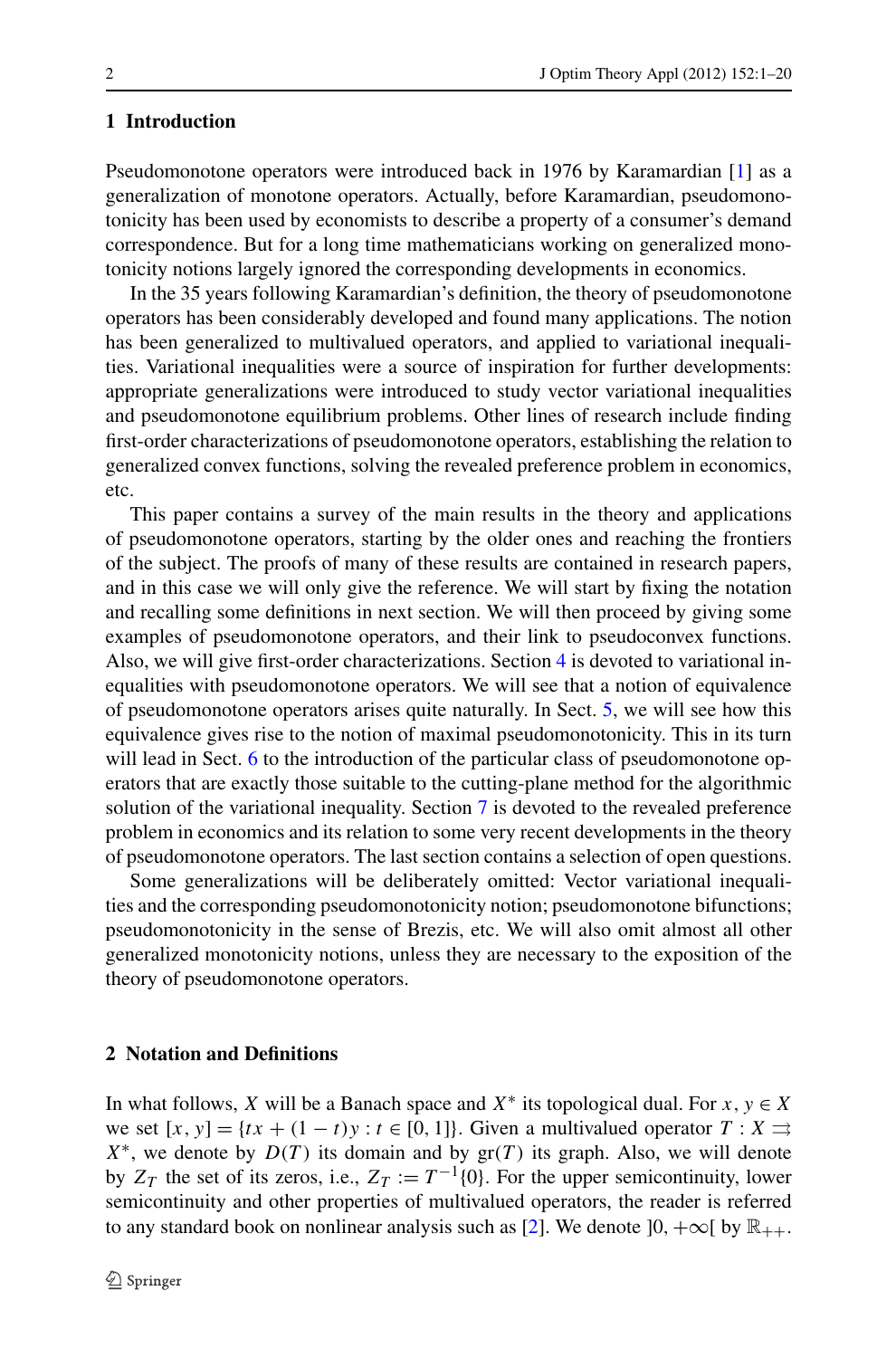## 1 Introduction

Pseudomonotone operators were introduced back in 1976 by Karamardian [1] as a generalization of monotone operators. Actually, before Karamardian, pseudomonotonicity has been used by economists to describe a property of a consumer's demand correspondence. But for a long time mathematicians working on generalized monotonicity notions largely ignored the corresponding developments in economics.

In the 35 years following Karamardian's definition, the theory of pseudomonotone operators has been considerably developed and found many applications. The notion has been generalized to multivalued operators, and applied to variational inequalities. Variational inequalities were a source of inspiration for further developments: appropriate generalizations were introduced to study vector variational inequalities and pseudomonotone equilibrium problems. Other lines of research include finding first-order characterizations of pseudomonotone operators, establishing the relation to generalized convex functions, solving the revealed preference problem in economics, etc.

This paper contains a survey of the main results in the theory and applications of pseudomonotone operators, starting by the older ones and reaching the frontiers of the subject. The proofs of many of these results are contained in research papers, and in this case we will only give the reference. We will start by fixing the notation and recalling some definitions in next section. We will then proceed by giving some examples of pseudomonotone operators, and their link to pseudoconvex functions. Also, we will give first-order characterizations. Section 4 is devoted to variational inequalities with pseudomonotone operators. We will see that a notion of equivalence of pseudomonotone operators arises quite naturally. In Sect. 5, we will see how this equivalence gives rise to the notion of maximal pseudomonotonicity. This in its turn will lead in Sect. 6 to the introduction of the particular class of pseudomonotone operators that are exactly those suitable to the cutting-plane method for the algorithmic solution of the variational inequality. Section 7 is devoted to the revealed preference problem in economics and its relation to some very recent developments in the theory of pseudomonotone operators. The last section contains a selection of open questions.

Some generalizations will be deliberately omitted: Vector variational inequalities and the corresponding pseudomonotonicity notion; pseudomonotone bifunctions; pseudomonotonicity in the sense of Brezis, etc. We will also omit almost all other generalized monotonicity notions, unless they are necessary to the exposition of the theory of pseudomonotone operators.

## 2 Notation and Definitions

In what follows, $X$ will be a Banach space and $X^*$ its topological dual. For $x, y \in X$ we set $[x, y] = \{tx + (1-t)y : t \in [0, 1]\}$. Given a multivalued operator $T : X \rightrightarrows X^*$, we denote by $D(T)$ its domain and by $\mathrm{gr}(T)$ its graph. Also, we will denote by $Z_T$ the set of its zeros, i.e., $Z_T := T^{-1}\{0\}$. For the upper semicontinuity, lower semicontinuity and other properties of multivalued operators, the reader is referred to any standard book on nonlinear analysis such as [2]. We denote $]0, +\infty[$ by $\mathbb{R}_{++}$.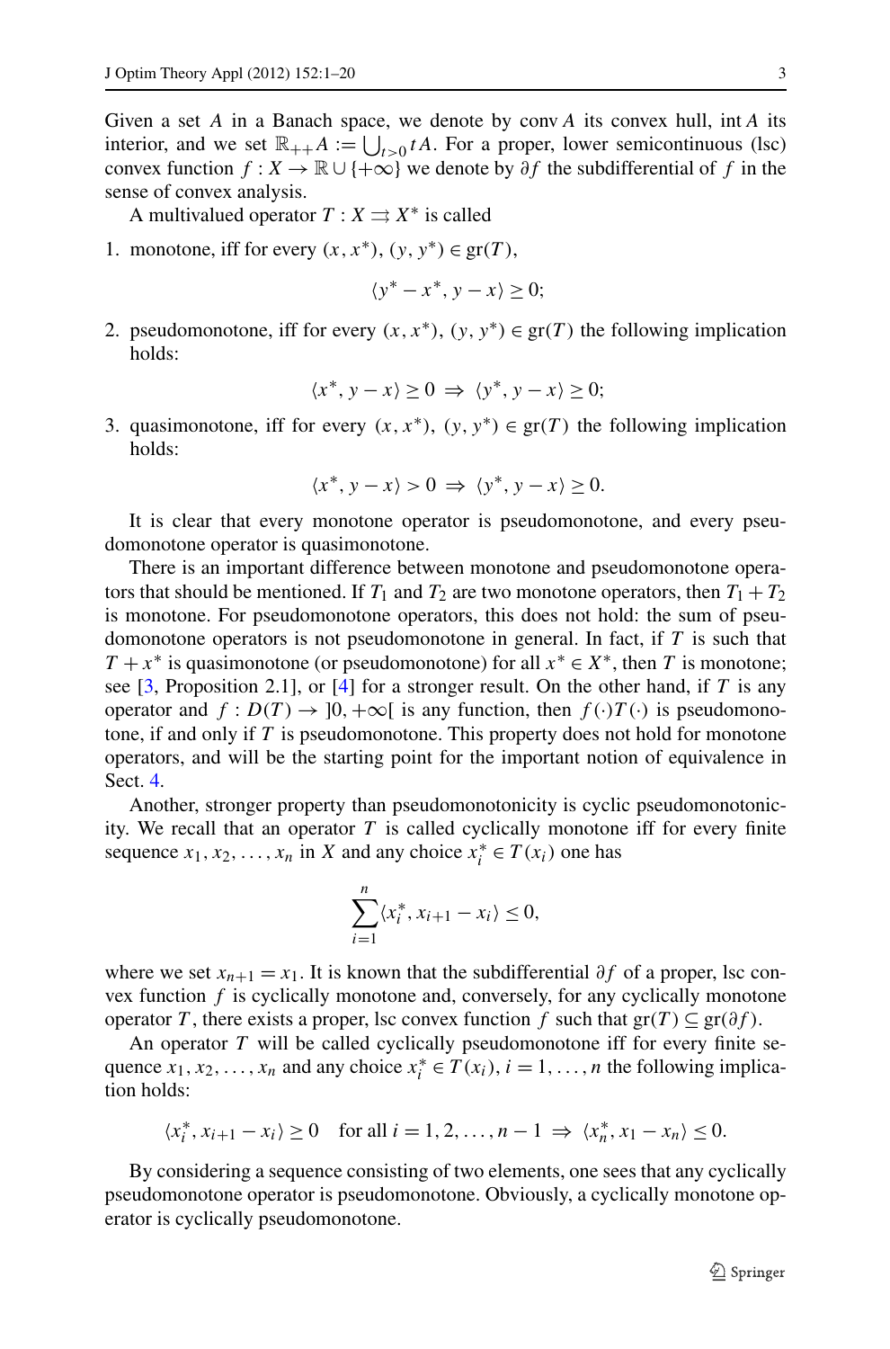Given a set $A$ in a Banach space, we denote by $\operatorname{conv} A$ its convex hull, $\operatorname{int} A$ its interior, and we set $\mathbb{R}_{++}A := \bigcup_{t>0} tA$. For a proper, lower semicontinuous (lsc) convex function $f : X \to \mathbb{R} \cup \{+\infty\}$ we denote by $\partial f$ the subdifferential of $f$ in the sense of convex analysis.

A multivalued operator $T : X \rightrightarrows X^*$ is called

1. monotone, iff for every $(x, x^*), (y, y^*) \in \operatorname{gr}(T)$,

$$\langle y^* - x^*, y - x \rangle \geq 0;$$

2. pseudomonotone, iff for every $(x, x^*), (y, y^*) \in \operatorname{gr}(T)$ the following implication holds:

$$\langle x^*, y - x \rangle \geq 0 \ \Rightarrow \ \langle y^*, y - x \rangle \geq 0;$$

3. quasimonotone, iff for every $(x, x^*), (y, y^*) \in \operatorname{gr}(T)$ the following implication holds:

$$\langle x^*, y - x \rangle > 0 \ \Rightarrow \ \langle y^*, y - x \rangle \geq 0.$$

It is clear that every monotone operator is pseudomonotone, and every pseudomonotone operator is quasimonotone.

There is an important difference between monotone and pseudomonotone operators that should be mentioned. If $T_1$ and $T_2$ are two monotone operators, then $T_1 + T_2$ is monotone. For pseudomonotone operators, this does not hold: the sum of pseudomonotone operators is not pseudomonotone in general. In fact, if $T$ is such that $T + x^*$ is quasimonotone (or pseudomonotone) for all $x^* \in X^*$, then $T$ is monotone; see [3, Proposition 2.1], or [4] for a stronger result. On the other hand, if $T$ is any operator and $f : D(T) \to ]0, +\infty[$ is any function, then $f(\cdot)T(\cdot)$ is pseudomonotone, if and only if $T$ is pseudomonotone. This property does not hold for monotone operators, and will be the starting point for the important notion of equivalence in Sect. 4.

Another, stronger property than pseudomonotonicity is cyclic pseudomonotonicity. We recall that an operator $T$ is called cyclically monotone iff for every finite sequence $x_1, x_2, \ldots, x_n$ in $X$ and any choice $x_i^* \in T(x_i)$ one has

$$\sum_{i=1}^{n} \langle x_i^*, x_{i+1} - x_i \rangle \leq 0,$$

where we set $x_{n+1} = x_1$. It is known that the subdifferential $\partial f$ of a proper, lsc convex function $f$ is cyclically monotone and, conversely, for any cyclically monotone operator $T$, there exists a proper, lsc convex function $f$ such that $\operatorname{gr}(T) \subseteq \operatorname{gr}(\partial f)$.

An operator $T$ will be called cyclically pseudomonotone iff for every finite sequence $x_1, x_2, \ldots, x_n$ and any choice $x_i^* \in T(x_i)$, $i = 1, \ldots, n$ the following implication holds:

$$\langle x_i^*, x_{i+1} - x_i \rangle \geq 0 \quad \text{for all } i = 1, 2, \ldots, n-1 \ \Rightarrow \ \langle x_n^*, x_1 - x_n \rangle \leq 0.$$

By considering a sequence consisting of two elements, one sees that any cyclically pseudomonotone operator is pseudomonotone. Obviously, a cyclically monotone operator is cyclically pseudomonotone.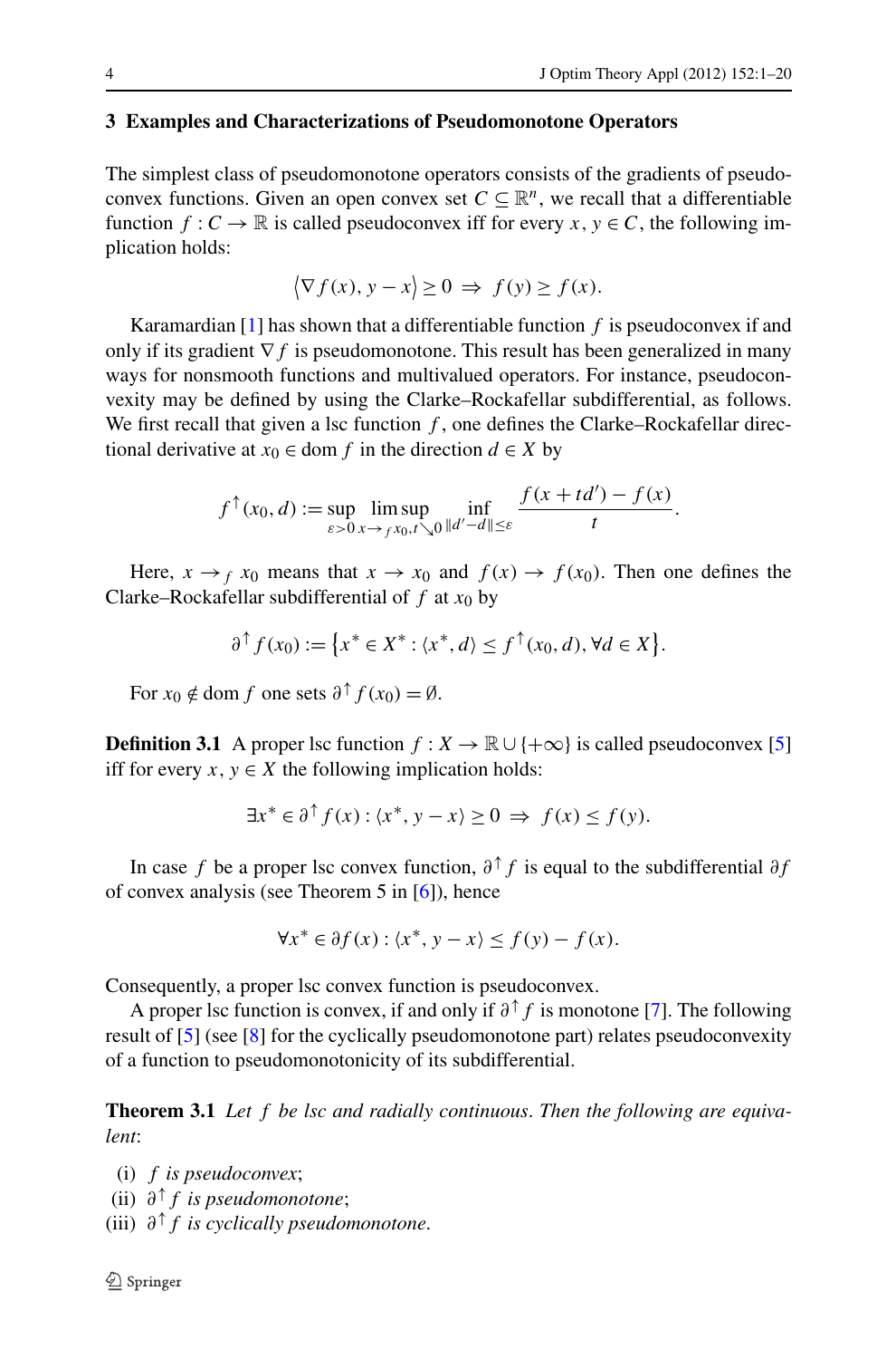## 3 Examples and Characterizations of Pseudomonotone Operators

The simplest class of pseudomonotone operators consists of the gradients of pseudoconvex functions. Given an open convex set $C \subseteq \mathbb{R}^n$, we recall that a differentiable function $f : C \to \mathbb{R}$ is called pseudoconvex iff for every $x, y \in C$, the following implication holds:

$$\langle \nabla f(x), y - x \rangle \geq 0 \ \Rightarrow \ f(y) \geq f(x).$$

Karamardian [1] has shown that a differentiable function $f$ is pseudoconvex if and only if its gradient $\nabla f$ is pseudomonotone. This result has been generalized in many ways for nonsmooth functions and multivalued operators. For instance, pseudoconvexity may be defined by using the Clarke–Rockafellar subdifferential, as follows. We first recall that given a lsc function $f$, one defines the Clarke–Rockafellar directional derivative at $x_0 \in \operatorname{dom} f$ in the direction $d \in X$ by

$$f^{\uparrow}(x_0, d) := \sup_{\varepsilon > 0} \limsup_{x \to_f x_0, t \searrow 0} \inf_{\|d' - d\| \leq \varepsilon} \frac{f(x + td') - f(x)}{t}.$$

Here, $x \to_f x_0$ means that $x \to x_0$ and $f(x) \to f(x_0)$. Then one defines the Clarke–Rockafellar subdifferential of $f$ at $x_0$ by

$$\partial^{\uparrow} f(x_0) := \left\{ x^* \in X^* : \langle x^*, d \rangle \leq f^{\uparrow}(x_0, d), \forall d \in X \right\}.$$

For $x_0 \notin \operatorname{dom} f$ one sets $\partial^{\uparrow} f(x_0) = \emptyset$.

**Definition 3.1** A proper lsc function $f : X \to \mathbb{R} \cup \{+\infty\}$ is called pseudoconvex [5] iff for every $x, y \in X$ the following implication holds:

$$\exists x^* \in \partial^{\uparrow} f(x) : \langle x^*, y - x \rangle \geq 0 \ \Rightarrow \ f(x) \leq f(y).$$

In case $f$ be a proper lsc convex function, $\partial^{\uparrow} f$ is equal to the subdifferential $\partial f$ of convex analysis (see Theorem 5 in [6]), hence

$$\forall x^* \in \partial f(x) : \langle x^*, y - x \rangle \leq f(y) - f(x).$$

Consequently, a proper lsc convex function is pseudoconvex.

A proper lsc function is convex, if and only if $\partial^{\uparrow} f$ is monotone [7]. The following result of [5] (see [8] for the cyclically pseudomonotone part) relates pseudoconvexity of a function to pseudomonotonicity of its subdifferential.

**Theorem 3.1** *Let $f$ be lsc and radially continuous. Then the following are equivalent*:

(i) *$f$ is pseudoconvex*;
(ii) *$\partial^{\uparrow} f$ is pseudomonotone*;
(iii) *$\partial^{\uparrow} f$ is cyclically pseudomonotone.*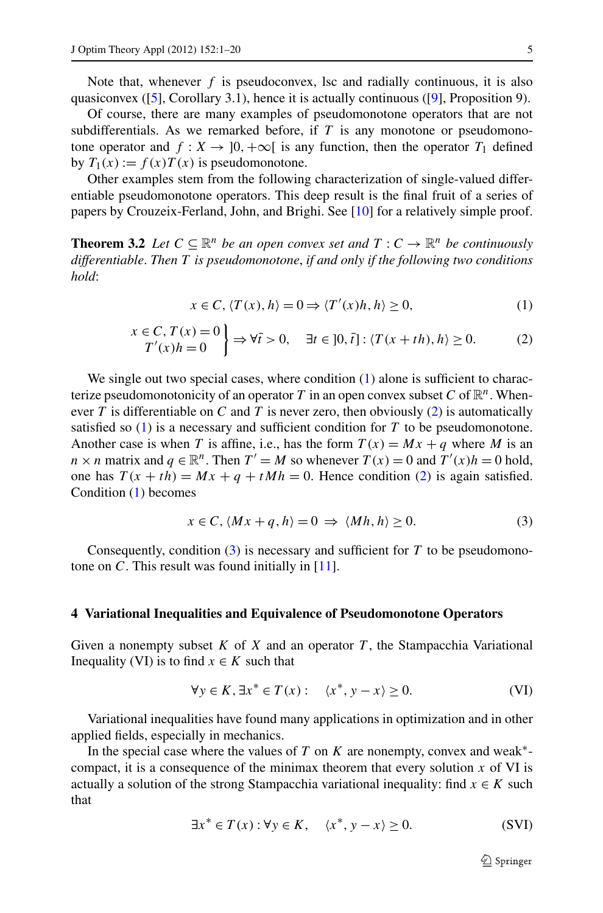Note that, whenever $f$ is pseudoconvex, lsc and radially continuous, it is also quasiconvex ([5], Corollary 3.1), hence it is actually continuous ([9], Proposition 9).

Of course, there are many examples of pseudomonotone operators that are not subdifferentials. As we remarked before, if $T$ is any monotone or pseudomonotone operator and $f : X \to ]0, +\infty[$ is any function, then the operator $T_1$ defined by $T_1(x) := f(x)T(x)$ is pseudomonotone.

Other examples stem from the following characterization of single-valued differentiable pseudomonotone operators. This deep result is the final fruit of a series of papers by Crouzeix-Ferland, John, and Brighi. See [10] for a relatively simple proof.

**Theorem 3.2** *Let $C \subseteq \mathbb{R}^n$ be an open convex set and $T : C \to \mathbb{R}^n$ be continuously differentiable. Then $T$ is pseudomonotone, if and only if the following two conditions hold*:

$$x \in C, \langle T(x), h\rangle = 0 \Rightarrow \langle T'(x)h, h\rangle \geq 0, \tag{1}$$

$$\left.\begin{array}{r} x \in C, T(x) = 0 \\ T'(x)h = 0 \end{array}\right\} \Rightarrow \forall \bar{t} > 0, \quad \exists t \in ]0, \bar{t}] : \langle T(x + th), h\rangle \geq 0. \tag{2}$$

We single out two special cases, where condition (1) alone is sufficient to characterize pseudomonotonicity of an operator $T$ in an open convex subset $C$ of $\mathbb{R}^n$. Whenever $T$ is differentiable on $C$ and $T$ is never zero, then obviously (2) is automatically satisfied so (1) is a necessary and sufficient condition for $T$ to be pseudomonotone. Another case is when $T$ is affine, i.e., has the form $T(x) = Mx + q$ where $M$ is an $n \times n$ matrix and $q \in \mathbb{R}^n$. Then $T' = M$ so whenever $T(x) = 0$ and $T'(x)h = 0$ hold, one has $T(x + th) = Mx + q + tMh = 0$. Hence condition (2) is again satisfied. Condition (1) becomes

$$x \in C, \langle Mx + q, h\rangle = 0 \;\Rightarrow\; \langle Mh, h\rangle \geq 0. \tag{3}$$

Consequently, condition (3) is necessary and sufficient for $T$ to be pseudomonotone on $C$. This result was found initially in [11].

## 4 Variational Inequalities and Equivalence of Pseudomonotone Operators

Given a nonempty subset $K$ of $X$ and an operator $T$, the Stampacchia Variational Inequality (VI) is to find $x \in K$ such that

$$\forall y \in K, \exists x^* \in T(x) : \quad \langle x^*, y - x\rangle \geq 0. \tag{VI}$$

Variational inequalities have found many applications in optimization and in other applied fields, especially in mechanics.

In the special case where the values of $T$ on $K$ are nonempty, convex and weak*-compact, it is a consequence of the minimax theorem that every solution $x$ of VI is actually a solution of the strong Stampacchia variational inequality: find $x \in K$ such that

$$\exists x^* \in T(x) : \forall y \in K, \quad \langle x^*, y - x\rangle \geq 0. \tag{SVI}$$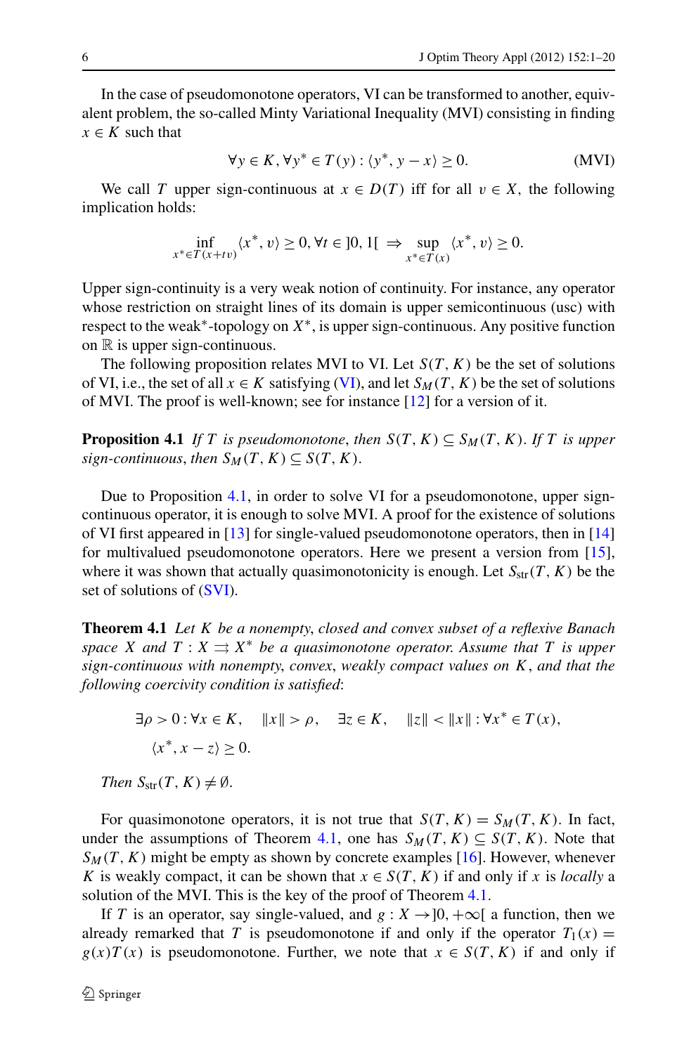In the case of pseudomonotone operators, VI can be transformed to another, equivalent problem, the so-called Minty Variational Inequality (MVI) consisting in finding $x \in K$ such that

$$\forall y \in K, \forall y^* \in T(y) : \langle y^*, y - x \rangle \geq 0. \tag{MVI}$$

We call $T$ upper sign-continuous at $x \in D(T)$ iff for all $v \in X$, the following implication holds:

$$\inf_{x^* \in T(x+tv)} \langle x^*, v \rangle \geq 0, \forall t \in ]0, 1[ \ \Rightarrow \sup_{x^* \in T(x)} \langle x^*, v \rangle \geq 0.$$

Upper sign-continuity is a very weak notion of continuity. For instance, any operator whose restriction on straight lines of its domain is upper semicontinuous (usc) with respect to the weak$^*$-topology on $X^*$, is upper sign-continuous. Any positive function on $\mathbb{R}$ is upper sign-continuous.

The following proposition relates MVI to VI. Let $S(T, K)$ be the set of solutions of VI, i.e., the set of all $x \in K$ satisfying (VI), and let $S_M(T, K)$ be the set of solutions of MVI. The proof is well-known; see for instance [12] for a version of it.

**Proposition 4.1** *If $T$ is pseudomonotone, then $S(T, K) \subseteq S_M(T, K)$. If $T$ is upper sign-continuous, then $S_M(T, K) \subseteq S(T, K)$.*

Due to Proposition 4.1, in order to solve VI for a pseudomonotone, upper sign-continuous operator, it is enough to solve MVI. A proof for the existence of solutions of VI first appeared in [13] for single-valued pseudomonotone operators, then in [14] for multivalued pseudomonotone operators. Here we present a version from [15], where it was shown that actually quasimonotonicity is enough. Let $S_{\text{str}}(T, K)$ be the set of solutions of (SVI).

**Theorem 4.1** *Let $K$ be a nonempty, closed and convex subset of a reflexive Banach space $X$ and $T : X \rightrightarrows X^*$ be a quasimonotone operator. Assume that $T$ is upper sign-continuous with nonempty, convex, weakly compact values on $K$, and that the following coercivity condition is satisfied*:

$$\begin{aligned} &\exists \rho > 0 : \forall x \in K, \quad \|x\| > \rho, \quad \exists z \in K, \quad \|z\| < \|x\| : \forall x^* \in T(x), \\ &\quad \langle x^*, x - z \rangle \geq 0. \end{aligned}$$

*Then $S_{\text{str}}(T, K) \neq \emptyset$.*

For quasimonotone operators, it is not true that $S(T, K) = S_M(T, K)$. In fact, under the assumptions of Theorem 4.1, one has $S_M(T, K) \subseteq S(T, K)$. Note that $S_M(T, K)$ might be empty as shown by concrete examples [16]. However, whenever $K$ is weakly compact, it can be shown that $x \in S(T, K)$ if and only if $x$ is *locally* a solution of the MVI. This is the key of the proof of Theorem 4.1.

If $T$ is an operator, say single-valued, and $g : X \to ]0, +\infty[$ a function, then we already remarked that $T$ is pseudomonotone if and only if the operator $T_1(x) = g(x)T(x)$ is pseudomonotone. Further, we note that $x \in S(T, K)$ if and only if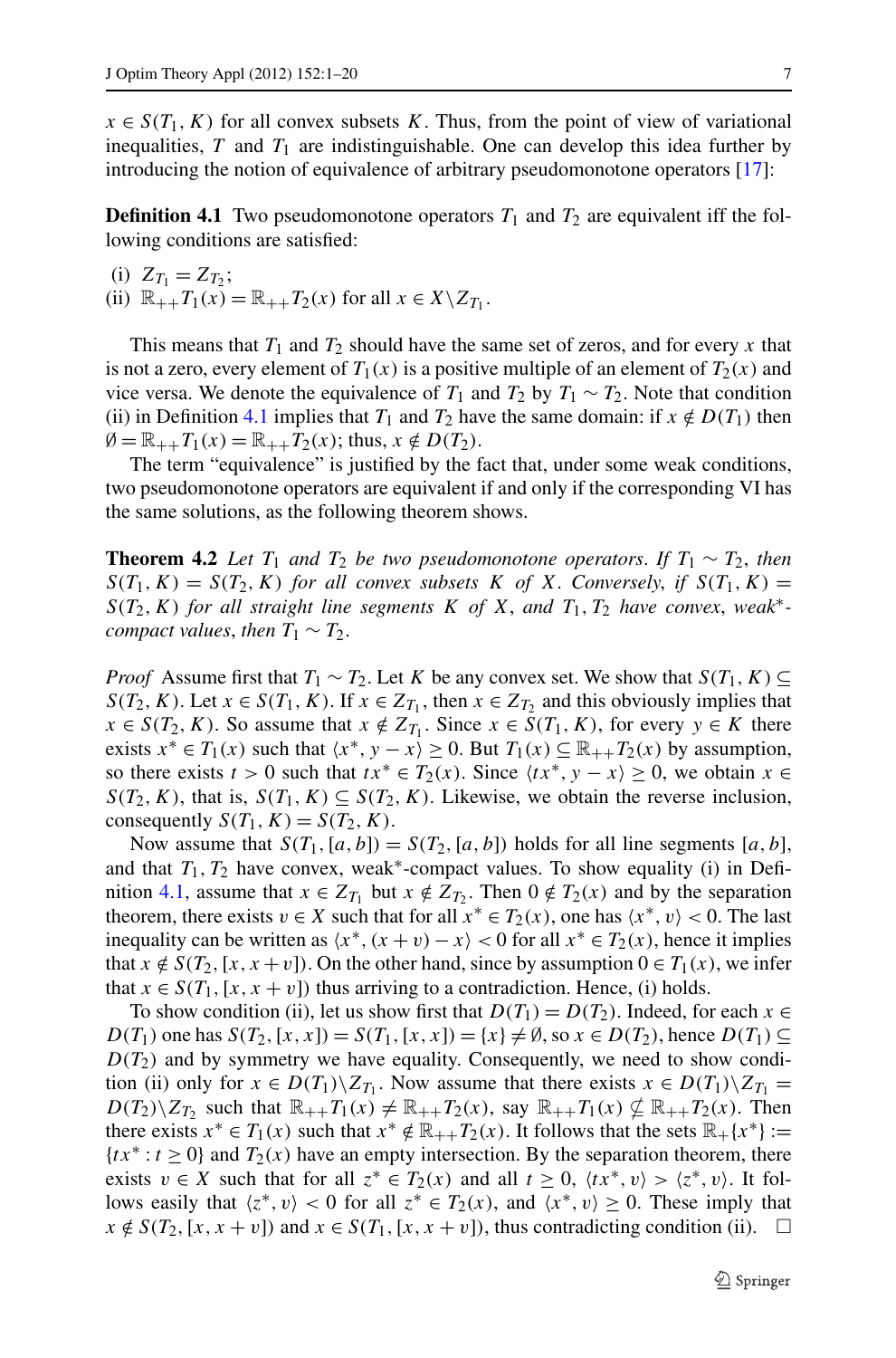$x \in S(T_1, K)$ for all convex subsets $K$. Thus, from the point of view of variational inequalities, $T$ and $T_1$ are indistinguishable. One can develop this idea further by introducing the notion of equivalence of arbitrary pseudomonotone operators [17]:

**Definition 4.1** Two pseudomonotone operators $T_1$ and $T_2$ are equivalent iff the following conditions are satisfied:

(i) $Z_{T_1} = Z_{T_2}$;
(ii) $\mathbb{R}_{++}T_1(x) = \mathbb{R}_{++}T_2(x)$ for all $x \in X \setminus Z_{T_1}$.

This means that $T_1$ and $T_2$ should have the same set of zeros, and for every $x$ that is not a zero, every element of $T_1(x)$ is a positive multiple of an element of $T_2(x)$ and vice versa. We denote the equivalence of $T_1$ and $T_2$ by $T_1 \sim T_2$. Note that condition (ii) in Definition 4.1 implies that $T_1$ and $T_2$ have the same domain: if $x \notin D(T_1)$ then $\emptyset = \mathbb{R}_{++}T_1(x) = \mathbb{R}_{++}T_2(x)$; thus, $x \notin D(T_2)$.

The term "equivalence" is justified by the fact that, under some weak conditions, two pseudomonotone operators are equivalent if and only if the corresponding VI has the same solutions, as the following theorem shows.

**Theorem 4.2** *Let $T_1$ and $T_2$ be two pseudomonotone operators. If $T_1 \sim T_2$, then $S(T_1, K) = S(T_2, K)$ for all convex subsets $K$ of $X$. Conversely, if $S(T_1, K) = S(T_2, K)$ for all straight line segments $K$ of $X$, and $T_1, T_2$ have convex, weak*-compact values, then $T_1 \sim T_2$.*

*Proof* Assume first that $T_1 \sim T_2$. Let $K$ be any convex set. We show that $S(T_1, K) \subseteq S(T_2, K)$. Let $x \in S(T_1, K)$. If $x \in Z_{T_1}$, then $x \in Z_{T_2}$ and this obviously implies that $x \in S(T_2, K)$. So assume that $x \notin Z_{T_1}$. Since $x \in S(T_1, K)$, for every $y \in K$ there exists $x^* \in T_1(x)$ such that $\langle x^*, y - x\rangle \geq 0$. But $T_1(x) \subseteq \mathbb{R}_{++}T_2(x)$ by assumption, so there exists $t > 0$ such that $tx^* \in T_2(x)$. Since $\langle tx^*, y - x\rangle \geq 0$, we obtain $x \in S(T_2, K)$, that is, $S(T_1, K) \subseteq S(T_2, K)$. Likewise, we obtain the reverse inclusion, consequently $S(T_1, K) = S(T_2, K)$.

Now assume that $S(T_1, [a, b]) = S(T_2, [a, b])$ holds for all line segments $[a, b]$, and that $T_1, T_2$ have convex, weak*-compact values. To show equality (i) in Definition 4.1, assume that $x \in Z_{T_1}$ but $x \notin Z_{T_2}$. Then $0 \notin T_2(x)$ and by the separation theorem, there exists $v \in X$ such that for all $x^* \in T_2(x)$, one has $\langle x^*, v\rangle < 0$. The last inequality can be written as $\langle x^*, (x + v) - x\rangle < 0$ for all $x^* \in T_2(x)$, hence it implies that $x \notin S(T_2, [x, x + v])$. On the other hand, since by assumption $0 \in T_1(x)$, we infer that $x \in S(T_1, [x, x + v])$ thus arriving to a contradiction. Hence, (i) holds.

To show condition (ii), let us show first that $D(T_1) = D(T_2)$. Indeed, for each $x \in D(T_1)$ one has $S(T_2, [x, x]) = S(T_1, [x, x]) = \{x\} \neq \emptyset$, so $x \in D(T_2)$, hence $D(T_1) \subseteq D(T_2)$ and by symmetry we have equality. Consequently, we need to show condition (ii) only for $x \in D(T_1) \setminus Z_{T_1}$. Now assume that there exists $x \in D(T_1) \setminus Z_{T_1} = D(T_2) \setminus Z_{T_2}$ such that $\mathbb{R}_{++}T_1(x) \neq \mathbb{R}_{++}T_2(x)$, say $\mathbb{R}_{++}T_1(x) \nsubseteq \mathbb{R}_{++}T_2(x)$. Then there exists $x^* \in T_1(x)$ such that $x^* \notin \mathbb{R}_{++}T_2(x)$. It follows that the sets $\mathbb{R}_{+}\{x^*\} := \{tx^* : t \geq 0\}$ and $T_2(x)$ have an empty intersection. By the separation theorem, there exists $v \in X$ such that for all $z^* \in T_2(x)$ and all $t \geq 0$, $\langle tx^*, v\rangle > \langle z^*, v\rangle$. It follows easily that $\langle z^*, v\rangle < 0$ for all $z^* \in T_2(x)$, and $\langle x^*, v\rangle \geq 0$. These imply that $x \notin S(T_2, [x, x + v])$ and $x \in S(T_1, [x, x + v])$, thus contradicting condition (ii). $\square$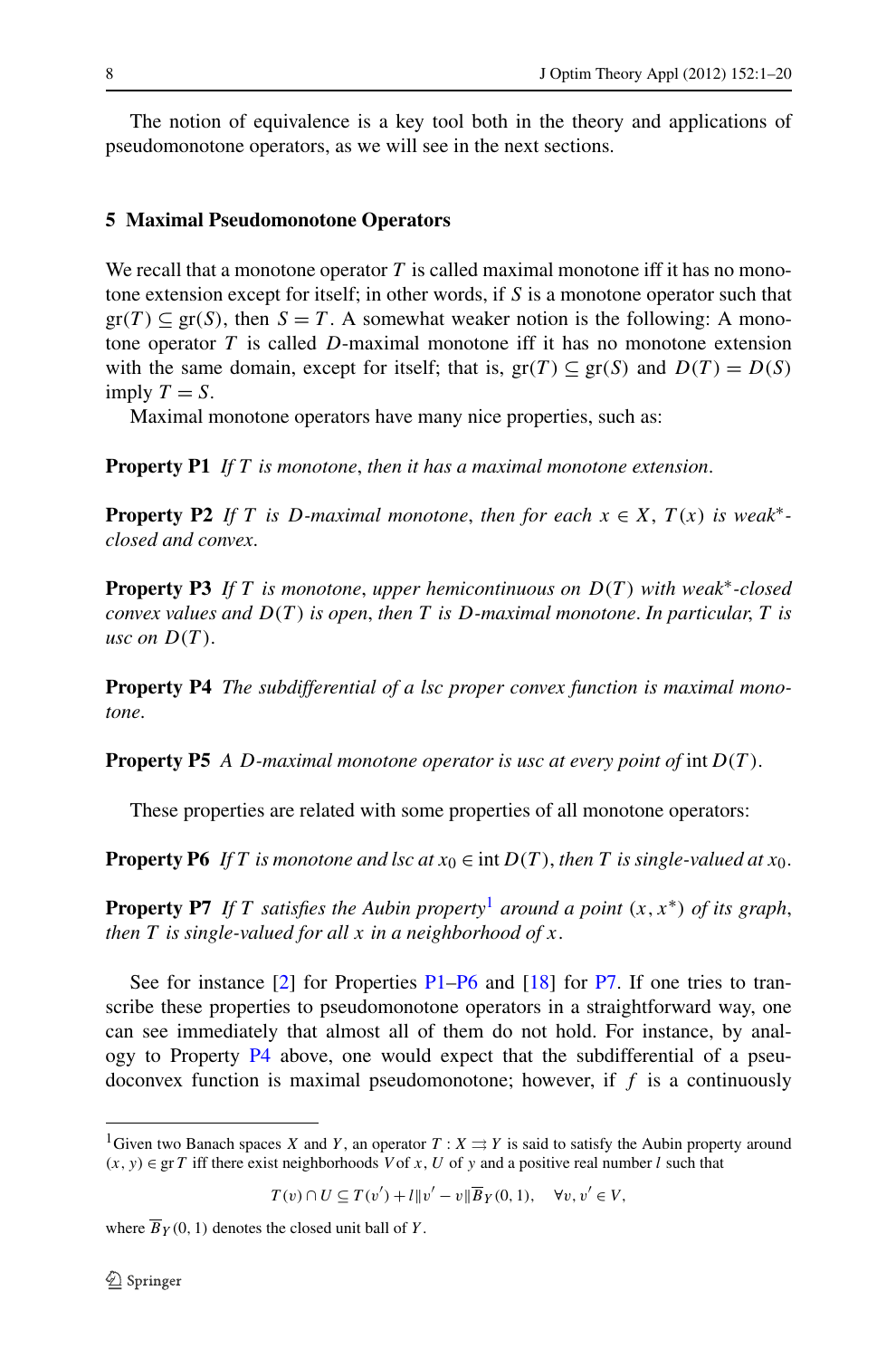The notion of equivalence is a key tool both in the theory and applications of pseudomonotone operators, as we will see in the next sections.

## 5 Maximal Pseudomonotone Operators

We recall that a monotone operator $T$ is called maximal monotone iff it has no monotone extension except for itself; in other words, if $S$ is a monotone operator such that $\mathrm{gr}(T) \subseteq \mathrm{gr}(S)$, then $S = T$. A somewhat weaker notion is the following: A monotone operator $T$ is called $D$-maximal monotone iff it has no monotone extension with the same domain, except for itself; that is, $\mathrm{gr}(T) \subseteq \mathrm{gr}(S)$ and $D(T) = D(S)$ imply $T = S$.

Maximal monotone operators have many nice properties, such as:

**Property P1** *If $T$ is monotone, then it has a maximal monotone extension.*

**Property P2** *If $T$ is $D$-maximal monotone, then for each $x \in X$, $T(x)$ is weak*-closed and convex.*

**Property P3** *If $T$ is monotone, upper hemicontinuous on $D(T)$ with weak*-closed convex values and $D(T)$ is open, then $T$ is $D$-maximal monotone. In particular, $T$ is usc on $D(T)$.*

**Property P4** *The subdifferential of a lsc proper convex function is maximal monotone.*

**Property P5** *A $D$-maximal monotone operator is usc at every point of* $\mathrm{int}\, D(T)$.

These properties are related with some properties of all monotone operators:

**Property P6** *If $T$ is monotone and lsc at $x_0 \in \mathrm{int}\, D(T)$, then $T$ is single-valued at $x_0$.*

**Property P7** *If $T$ satisfies the Aubin property*[1] *around a point $(x, x^*)$ of its graph, then $T$ is single-valued for all $x$ in a neighborhood of $x$.*

See for instance [2] for Properties P1–P6 and [18] for P7. If one tries to transcribe these properties to pseudomonotone operators in a straightforward way, one can see immediately that almost all of them do not hold. For instance, by analogy to Property P4 above, one would expect that the subdifferential of a pseudoconvex function is maximal pseudomonotone; however, if $f$ is a continuously

---

[1] Given two Banach spaces $X$ and $Y$, an operator $T : X \rightrightarrows Y$ is said to satisfy the Aubin property around $(x, y) \in \mathrm{gr}\, T$ iff there exist neighborhoods $V$ of $x$, $U$ of $y$ and a positive real number $l$ such that

$$T(v) \cap U \subseteq T(v') + l\|v' - v\|\overline{B}_Y(0, 1), \quad \forall v, v' \in V,$$

where $\overline{B}_Y(0, 1)$ denotes the closed unit ball of $Y$.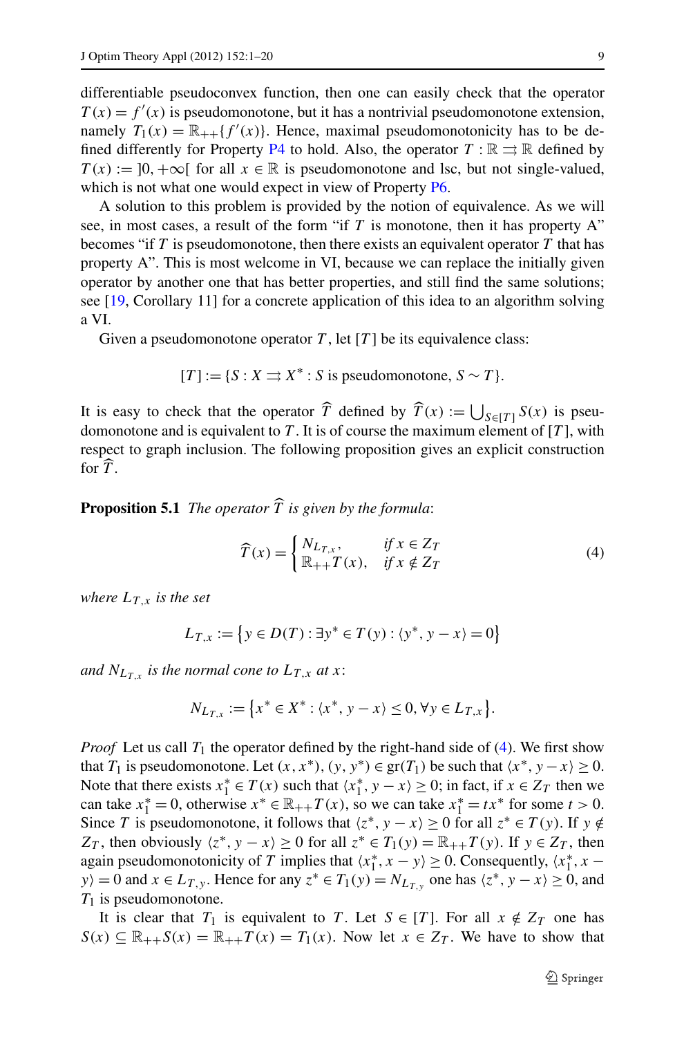differentiable pseudoconvex function, then one can easily check that the operator $T(x) = f'(x)$ is pseudomonotone, but it has a nontrivial pseudomonotone extension, namely $T_1(x) = \mathbb{R}_{++}\{f'(x)\}$. Hence, maximal pseudomonotonicity has to be defined differently for Property P4 to hold. Also, the operator $T : \mathbb{R} \rightrightarrows \mathbb{R}$ defined by $T(x) := ]0, +\infty[$ for all $x \in \mathbb{R}$ is pseudomonotone and lsc, but not single-valued, which is not what one would expect in view of Property P6.

A solution to this problem is provided by the notion of equivalence. As we will see, in most cases, a result of the form "if $T$ is monotone, then it has property A" becomes "if $T$ is pseudomonotone, then there exists an equivalent operator $T$ that has property A". This is most welcome in VI, because we can replace the initially given operator by another one that has better properties, and still find the same solutions; see [19, Corollary 11] for a concrete application of this idea to an algorithm solving a VI.

Given a pseudomonotone operator $T$, let $[T]$ be its equivalence class:

$$[T] := \{S : X \rightrightarrows X^* : S \text{ is pseudomonotone}, S \sim T\}.$$

It is easy to check that the operator $\widehat{T}$ defined by $\widehat{T}(x) := \bigcup_{S\in[T]} S(x)$ is pseudomonotone and is equivalent to $T$. It is of course the maximum element of $[T]$, with respect to graph inclusion. The following proposition gives an explicit construction for $\widehat{T}$.

**Proposition 5.1** *The operator $\widehat{T}$ is given by the formula*:

$$\widehat{T}(x) = \begin{cases} N_{L_{T,x}}, & \text{if } x \in Z_T \\ \mathbb{R}_{++}T(x), & \text{if } x \notin Z_T \end{cases} \tag{4}$$

*where $L_{T,x}$ is the set*

$$L_{T,x} := \{ y \in D(T) : \exists y^* \in T(y) : \langle y^*, y - x\rangle = 0 \}$$

*and $N_{L_{T,x}}$ is the normal cone to $L_{T,x}$ at $x$*:

$$N_{L_{T,x}} := \{ x^* \in X^* : \langle x^*, y - x\rangle \le 0, \forall y \in L_{T,x} \}.$$

*Proof* Let us call $T_1$ the operator defined by the right-hand side of (4). We first show that $T_1$ is pseudomonotone. Let $(x, x^*), (y, y^*) \in \operatorname{gr}(T_1)$ be such that $\langle x^*, y - x\rangle \ge 0$. Note that there exists $x_1^* \in T(x)$ such that $\langle x_1^*, y - x\rangle \ge 0$; in fact, if $x \in Z_T$ then we can take $x_1^* = 0$, otherwise $x^* \in \mathbb{R}_{++}T(x)$, so we can take $x_1^* = tx^*$ for some $t > 0$. Since $T$ is pseudomonotone, it follows that $\langle z^*, y - x\rangle \ge 0$ for all $z^* \in T(y)$. If $y \notin Z_T$, then obviously $\langle z^*, y - x\rangle \ge 0$ for all $z^* \in T_1(y) = \mathbb{R}_{++}T(y)$. If $y \in Z_T$, then again pseudomonotonicity of $T$ implies that $\langle x_1^*, x - y\rangle \ge 0$. Consequently, $\langle x_1^*, x - y\rangle = 0$ and $x \in L_{T,y}$. Hence for any $z^* \in T_1(y) = N_{L_{T,y}}$ one has $\langle z^*, y - x\rangle \ge 0$, and $T_1$ is pseudomonotone.

It is clear that $T_1$ is equivalent to $T$. Let $S \in [T]$. For all $x \notin Z_T$ one has $S(x) \subseteq \mathbb{R}_{++}S(x) = \mathbb{R}_{++}T(x) = T_1(x)$. Now let $x \in Z_T$. We have to show that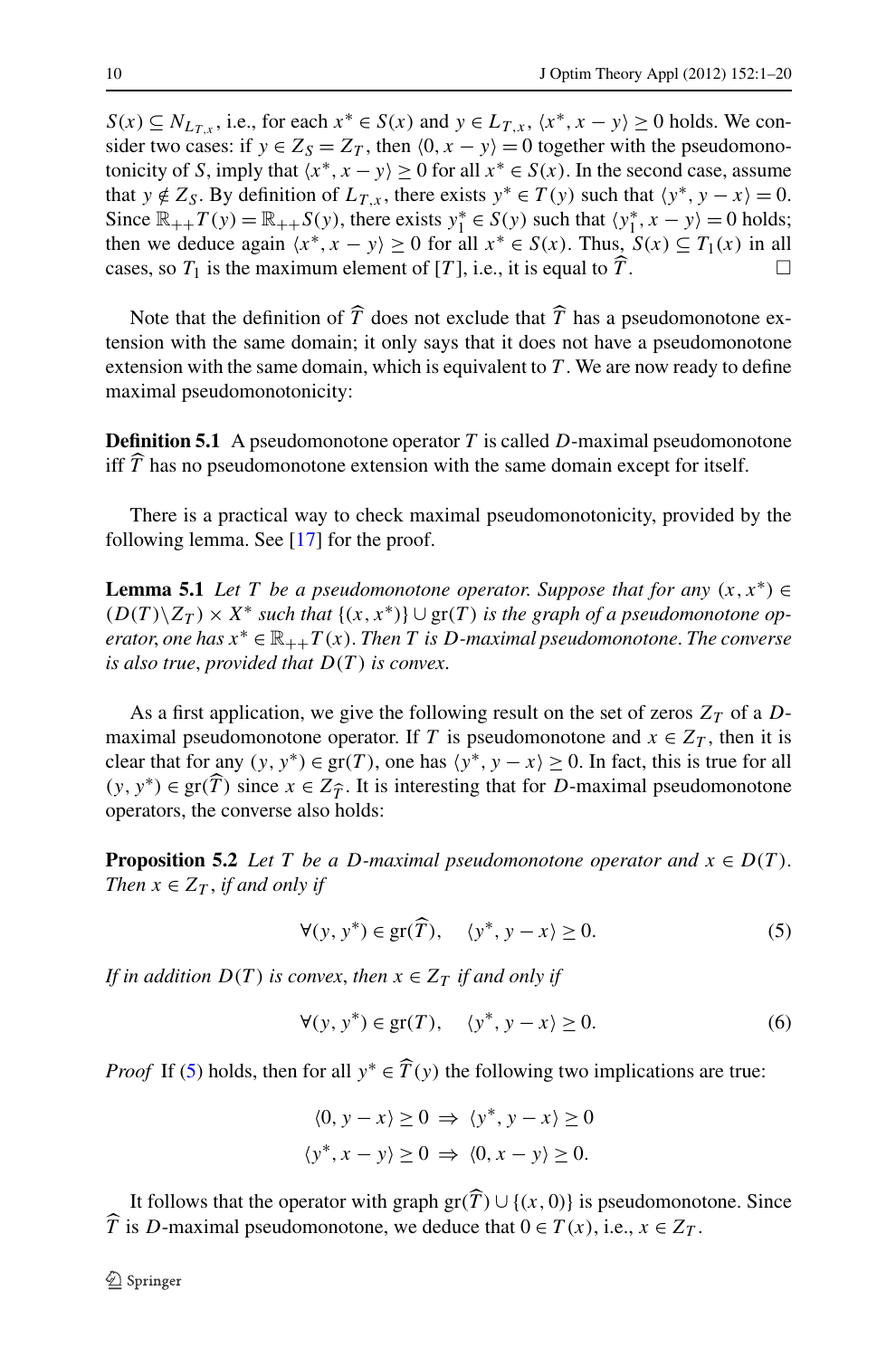$S(x) \subseteq N_{L_{T,x}}$, i.e., for each $x^* \in S(x)$ and $y \in L_{T,x}$, $\langle x^*, x - y\rangle \geq 0$ holds. We consider two cases: if $y \in Z_S = Z_T$, then $\langle 0, x - y\rangle = 0$ together with the pseudomonotonicity of $S$, imply that $\langle x^*, x - y\rangle \geq 0$ for all $x^* \in S(x)$. In the second case, assume that $y \notin Z_S$. By definition of $L_{T,x}$, there exists $y^* \in T(y)$ such that $\langle y^*, y - x\rangle = 0$. Since $\mathbb{R}_{++}T(y) = \mathbb{R}_{++}S(y)$, there exists $y_1^* \in S(y)$ such that $\langle y_1^*, x - y\rangle = 0$ holds; then we deduce again $\langle x^*, x - y\rangle \geq 0$ for all $x^* \in S(x)$. Thus, $S(x) \subseteq T_1(x)$ in all cases, so $T_1$ is the maximum element of $[T]$, i.e., it is equal to $\widehat{T}$. □

Note that the definition of $\widehat{T}$ does not exclude that $\widehat{T}$ has a pseudomonotone extension with the same domain; it only says that it does not have a pseudomonotone extension with the same domain, which is equivalent to $T$. We are now ready to define maximal pseudomonotonicity:

**Definition 5.1** A pseudomonotone operator $T$ is called $D$-maximal pseudomonotone iff $\widehat{T}$ has no pseudomonotone extension with the same domain except for itself.

There is a practical way to check maximal pseudomonotonicity, provided by the following lemma. See [17] for the proof.

**Lemma 5.1** *Let $T$ be a pseudomonotone operator. Suppose that for any $(x, x^*) \in (D(T)\backslash Z_T) \times X^*$ such that $\{(x, x^*)\} \cup \mathrm{gr}(T)$ is the graph of a pseudomonotone operator, one has $x^* \in \mathbb{R}_{++}T(x)$. Then $T$ is $D$-maximal pseudomonotone. The converse is also true, provided that $D(T)$ is convex.*

As a first application, we give the following result on the set of zeros $Z_T$ of a $D$-maximal pseudomonotone operator. If $T$ is pseudomonotone and $x \in Z_T$, then it is clear that for any $(y, y^*) \in \mathrm{gr}(T)$, one has $\langle y^*, y - x\rangle \geq 0$. In fact, this is true for all $(y, y^*) \in \mathrm{gr}(\widehat{T})$ since $x \in Z_{\widehat{T}}$. It is interesting that for $D$-maximal pseudomonotone operators, the converse also holds:

**Proposition 5.2** *Let $T$ be a $D$-maximal pseudomonotone operator and $x \in D(T)$. Then $x \in Z_T$, if and only if*

$$\forall (y, y^*) \in \mathrm{gr}(\widehat{T}), \quad \langle y^*, y - x\rangle \geq 0. \tag{5}$$

*If in addition $D(T)$ is convex, then $x \in Z_T$ if and only if*

$$\forall (y, y^*) \in \mathrm{gr}(T), \quad \langle y^*, y - x\rangle \geq 0. \tag{6}$$

*Proof* If (5) holds, then for all $y^* \in \widehat{T}(y)$ the following two implications are true:

$$\langle 0, y - x\rangle \geq 0 \;\Rightarrow\; \langle y^*, y - x\rangle \geq 0$$
$$\langle y^*, x - y\rangle \geq 0 \;\Rightarrow\; \langle 0, x - y\rangle \geq 0.$$

It follows that the operator with graph $\mathrm{gr}(\widehat{T}) \cup \{(x, 0)\}$ is pseudomonotone. Since $\widehat{T}$ is $D$-maximal pseudomonotone, we deduce that $0 \in T(x)$, i.e., $x \in Z_T$.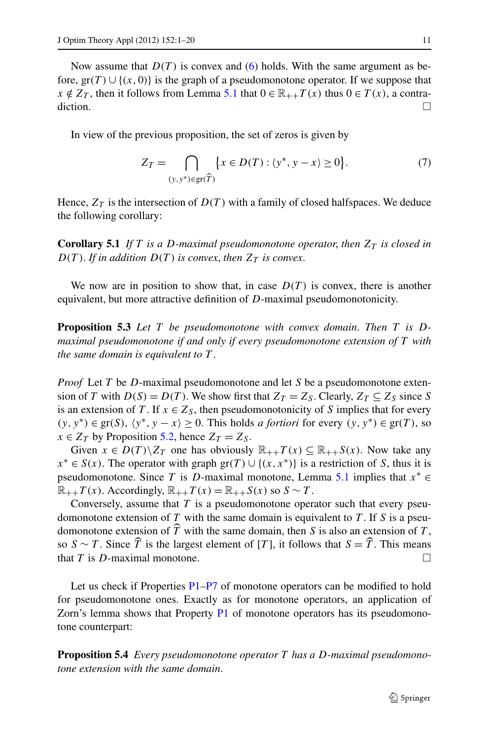Now assume that $D(T)$ is convex and (6) holds. With the same argument as before, $\text{gr}(T) \cup \{(x, 0)\}$ is the graph of a pseudomonotone operator. If we suppose that $x \notin Z_T$, then it follows from Lemma 5.1 that $0 \in \mathbb{R}_{++}T(x)$ thus $0 \in T(x)$, a contradiction. □

In view of the previous proposition, the set of zeros is given by

$$Z_T = \bigcap_{(y,y^*)\in \text{gr}(\widehat{T})} \{x \in D(T) : \langle y^*, y - x\rangle \geq 0\}. \tag{7}$$

Hence, $Z_T$ is the intersection of $D(T)$ with a family of closed halfspaces. We deduce the following corollary:

**Corollary 5.1** *If $T$ is a $D$-maximal pseudomonotone operator, then $Z_T$ is closed in $D(T)$. If in addition $D(T)$ is convex, then $Z_T$ is convex.*

We now are in position to show that, in case $D(T)$ is convex, there is another equivalent, but more attractive definition of $D$-maximal pseudomonotonicity.

**Proposition 5.3** *Let $T$ be pseudomonotone with convex domain. Then $T$ is $D$-maximal pseudomonotone if and only if every pseudomonotone extension of $T$ with the same domain is equivalent to $T$.*

*Proof* Let $T$ be $D$-maximal pseudomonotone and let $S$ be a pseudomonotone extension of $T$ with $D(S) = D(T)$. We show first that $Z_T = Z_S$. Clearly, $Z_T \subseteq Z_S$ since $S$ is an extension of $T$. If $x \in Z_S$, then pseudomonotonicity of $S$ implies that for every $(y, y^*) \in \text{gr}(S)$, $\langle y^*, y - x\rangle \geq 0$. This holds *a fortiori* for every $(y, y^*) \in \text{gr}(T)$, so $x \in Z_T$ by Proposition 5.2, hence $Z_T = Z_S$.

Given $x \in D(T)\backslash Z_T$ one has obviously $\mathbb{R}_{++}T(x) \subseteq \mathbb{R}_{++}S(x)$. Now take any $x^* \in S(x)$. The operator with graph $\text{gr}(T) \cup \{(x, x^*)\}$ is a restriction of $S$, thus it is pseudomonotone. Since $T$ is $D$-maximal monotone, Lemma 5.1 implies that $x^* \in \mathbb{R}_{++}T(x)$. Accordingly, $\mathbb{R}_{++}T(x) = \mathbb{R}_{++}S(x)$ so $S \sim T$.

Conversely, assume that $T$ is a pseudomonotone operator such that every pseudomonotone extension of $T$ with the same domain is equivalent to $T$. If $S$ is a pseudomonotone extension of $\widehat{T}$ with the same domain, then $S$ is also an extension of $T$, so $S \sim T$. Since $\widehat{T}$ is the largest element of $[T]$, it follows that $S = \widehat{T}$. This means that $T$ is $D$-maximal monotone. □

Let us check if Properties P1–P7 of monotone operators can be modified to hold for pseudomonotone ones. Exactly as for monotone operators, an application of Zorn's lemma shows that Property P1 of monotone operators has its pseudomonotone counterpart:

**Proposition 5.4** *Every pseudomonotone operator $T$ has a $D$-maximal pseudomonotone extension with the same domain.*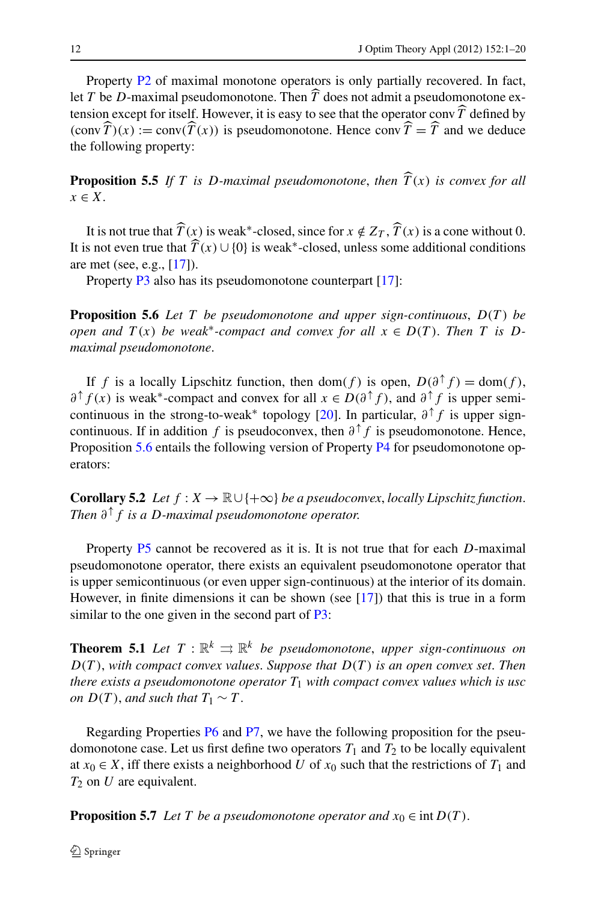Property P2 of maximal monotone operators is only partially recovered. In fact, let $T$ be $D$-maximal pseudomonotone. Then $\widehat{T}$ does not admit a pseudomonotone extension except for itself. However, it is easy to see that the operator $\operatorname{conv}\widehat{T}$ defined by $(\operatorname{conv}\widehat{T})(x) := \operatorname{conv}(\widehat{T}(x))$ is pseudomonotone. Hence $\operatorname{conv}\widehat{T} = \widehat{T}$ and we deduce the following property:

**Proposition 5.5** *If $T$ is $D$-maximal pseudomonotone, then $\widehat{T}(x)$ is convex for all $x \in X$.*

It is not true that $\widehat{T}(x)$ is weak$^*$-closed, since for $x \notin Z_T$, $\widehat{T}(x)$ is a cone without 0. It is not even true that $\widehat{T}(x) \cup \{0\}$ is weak$^*$-closed, unless some additional conditions are met (see, e.g., [17]).

Property P3 also has its pseudomonotone counterpart [17]:

**Proposition 5.6** *Let $T$ be pseudomonotone and upper sign-continuous, $D(T)$ be open and $T(x)$ be weak$^*$-compact and convex for all $x \in D(T)$. Then $T$ is $D$-maximal pseudomonotone.*

If $f$ is a locally Lipschitz function, then $\operatorname{dom}(f)$ is open, $D(\partial^{\uparrow} f) = \operatorname{dom}(f)$, $\partial^{\uparrow} f(x)$ is weak$^*$-compact and convex for all $x \in D(\partial^{\uparrow} f)$, and $\partial^{\uparrow} f$ is upper semicontinuous in the strong-to-weak$^*$ topology [20]. In particular, $\partial^{\uparrow} f$ is upper sign-continuous. If in addition $f$ is pseudoconvex, then $\partial^{\uparrow} f$ is pseudomonotone. Hence, Proposition 5.6 entails the following version of Property P4 for pseudomonotone operators:

**Corollary 5.2** *Let $f : X \to \mathbb{R} \cup \{+\infty\}$ be a pseudoconvex, locally Lipschitz function. Then $\partial^{\uparrow} f$ is a $D$-maximal pseudomonotone operator.*

Property P5 cannot be recovered as it is. It is not true that for each $D$-maximal pseudomonotone operator, there exists an equivalent pseudomonotone operator that is upper semicontinuous (or even upper sign-continuous) at the interior of its domain. However, in finite dimensions it can be shown (see [17]) that this is true in a form similar to the one given in the second part of P3:

**Theorem 5.1** *Let $T : \mathbb{R}^k \rightrightarrows \mathbb{R}^k$ be pseudomonotone, upper sign-continuous on $D(T)$, with compact convex values. Suppose that $D(T)$ is an open convex set. Then there exists a pseudomonotone operator $T_1$ with compact convex values which is usc on $D(T)$, and such that $T_1 \sim T$.*

Regarding Properties P6 and P7, we have the following proposition for the pseudomonotone case. Let us first define two operators $T_1$ and $T_2$ to be locally equivalent at $x_0 \in X$, iff there exists a neighborhood $U$ of $x_0$ such that the restrictions of $T_1$ and $T_2$ on $U$ are equivalent.

**Proposition 5.7** *Let $T$ be a pseudomonotone operator and $x_0 \in \operatorname{int} D(T)$.*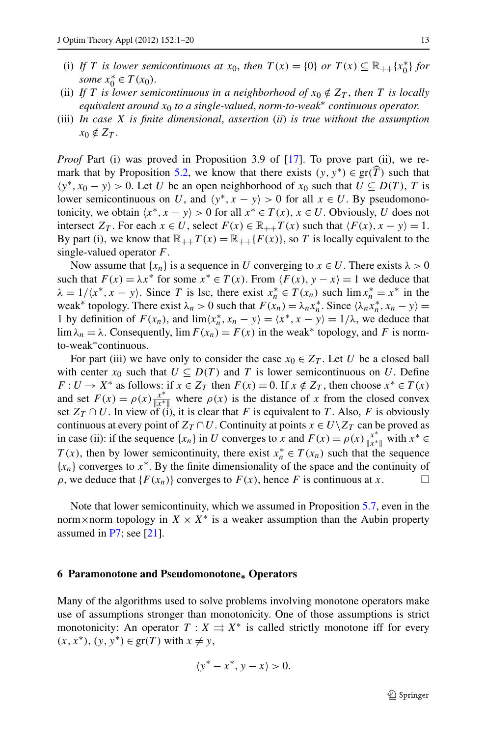(i) *If $T$ is lower semicontinuous at $x_0$, then $T(x) = \{0\}$ or $T(x) \subseteq \mathbb{R}_{++}\{x_0^*\}$ for some $x_0^* \in T(x_0)$.*

(ii) *If $T$ is lower semicontinuous in a neighborhood of $x_0 \notin Z_T$, then $T$ is locally equivalent around $x_0$ to a single-valued, norm-to-weak$^*$ continuous operator.*

(iii) *In case $X$ is finite dimensional, assertion (ii) is true without the assumption $x_0 \notin Z_T$.*

*Proof* Part (i) was proved in Proposition 3.9 of [17]. To prove part (ii), we remark that by Proposition 5.2, we know that there exists $(y, y^*) \in \operatorname{gr}(\widehat{T})$ such that $\langle y^*, x_0 - y\rangle > 0$. Let $U$ be an open neighborhood of $x_0$ such that $U \subseteq D(T)$, $T$ is lower semicontinuous on $U$, and $\langle y^*, x - y\rangle > 0$ for all $x \in U$. By pseudomonotonicity, we obtain $\langle x^*, x - y\rangle > 0$ for all $x^* \in T(x)$, $x \in U$. Obviously, $U$ does not intersect $Z_T$. For each $x \in U$, select $F(x) \in \mathbb{R}_{++}T(x)$ such that $\langle F(x), x - y\rangle = 1$. By part (i), we know that $\mathbb{R}_{++}T(x) = \mathbb{R}_{++}\{F(x)\}$, so $T$ is locally equivalent to the single-valued operator $F$.

Now assume that $\{x_n\}$ is a sequence in $U$ converging to $x \in U$. There exists $\lambda > 0$ such that $F(x) = \lambda x^*$ for some $x^* \in T(x)$. From $\langle F(x), y - x\rangle = 1$ we deduce that $\lambda = 1/\langle x^*, x - y\rangle$. Since $T$ is lsc, there exist $x_n^* \in T(x_n)$ such that $\lim x_n^* = x^*$ in the weak$^*$ topology. There exist $\lambda_n > 0$ such that $F(x_n) = \lambda_n x_n^*$. Since $\langle \lambda_n x_n^*, x_n - y\rangle = 1$ by definition of $F(x_n)$, and $\lim\langle x_n^*, x_n - y\rangle = \langle x^*, x - y\rangle = 1/\lambda$, we deduce that $\lim \lambda_n = \lambda$. Consequently, $\lim F(x_n) = F(x)$ in the weak$^*$ topology, and $F$ is norm-to-weak$^*$continuous.

For part (iii) we have only to consider the case $x_0 \in Z_T$. Let $U$ be a closed ball with center $x_0$ such that $U \subseteq D(T)$ and $T$ is lower semicontinuous on $U$. Define $F : U \to X^*$ as follows: if $x \in Z_T$ then $F(x) = 0$. If $x \notin Z_T$, then choose $x^* \in T(x)$ and set $F(x) = \rho(x)\frac{x^*}{\|x^*\|}$ where $\rho(x)$ is the distance of $x$ from the closed convex set $Z_T \cap U$. In view of (i), it is clear that $F$ is equivalent to $T$. Also, $F$ is obviously continuous at every point of $Z_T \cap U$. Continuity at points $x \in U\backslash Z_T$ can be proved as in case (ii): if the sequence $\{x_n\}$ in $U$ converges to $x$ and $F(x) = \rho(x)\frac{x^*}{\|x^*\|}$ with $x^* \in T(x)$, then by lower semicontinuity, there exist $x_n^* \in T(x_n)$ such that the sequence $\{x_n\}$ converges to $x^*$. By the finite dimensionality of the space and the continuity of $\rho$, we deduce that $\{F(x_n)\}$ converges to $F(x)$, hence $F$ is continuous at $x$. □

Note that lower semicontinuity, which we assumed in Proposition 5.7, even in the norm×norm topology in $X \times X^*$ is a weaker assumption than the Aubin property assumed in P7; see [21].

## 6 Paramonotone and Pseudomonotone$_*$ Operators

Many of the algorithms used to solve problems involving monotone operators make use of assumptions stronger than monotonicity. One of those assumptions is strict monotonicity: An operator $T : X \rightrightarrows X^*$ is called strictly monotone iff for every $(x, x^*), (y, y^*) \in \operatorname{gr}(T)$ with $x \neq y$,

$$\langle y^* - x^*, y - x\rangle > 0.$$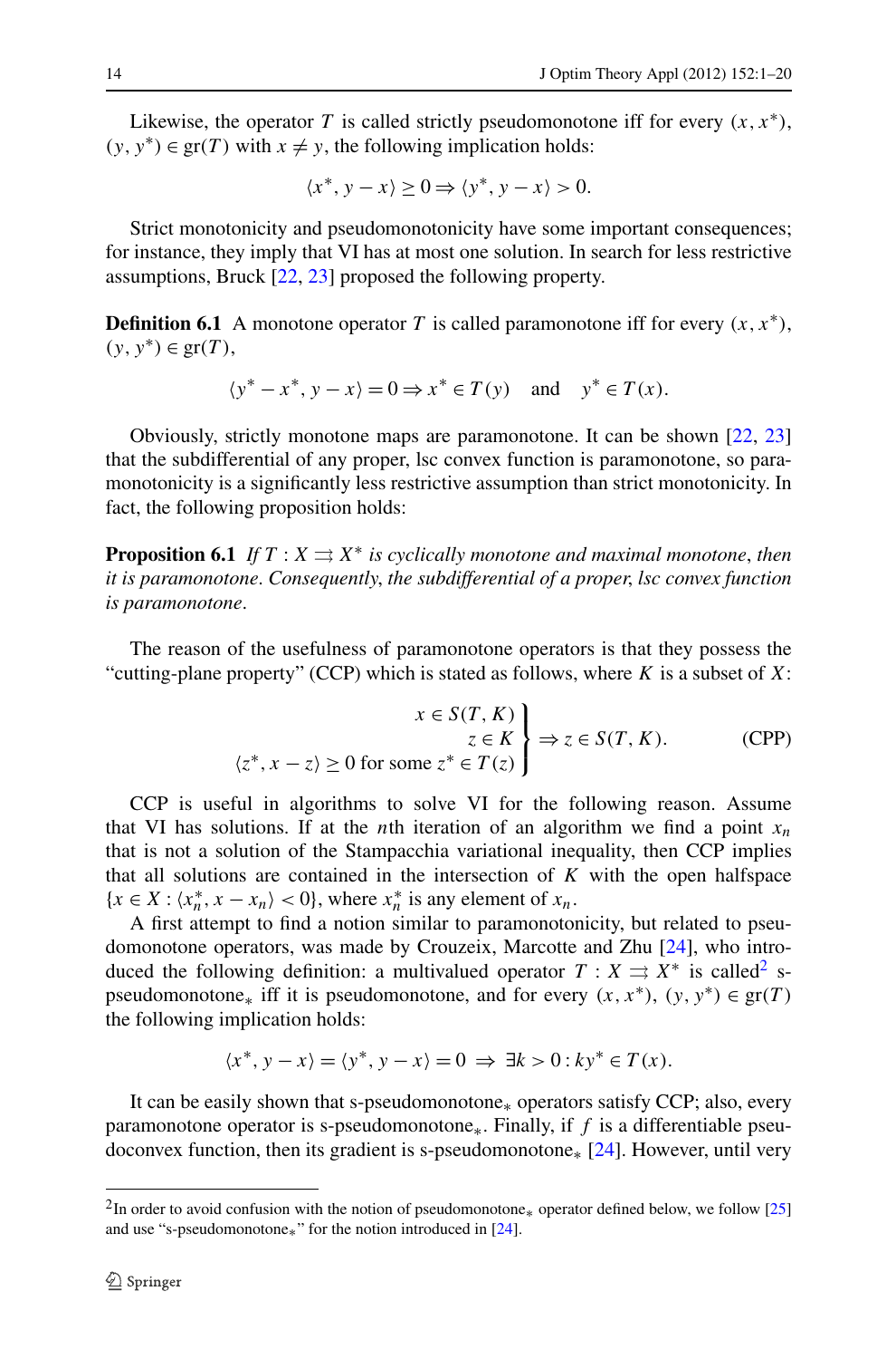Likewise, the operator $T$ is called strictly pseudomonotone iff for every $(x, x^*)$, $(y, y^*) \in \mathrm{gr}(T)$ with $x \neq y$, the following implication holds:

$$\langle x^*, y - x \rangle \geq 0 \Rightarrow \langle y^*, y - x \rangle > 0.$$

Strict monotonicity and pseudomonotonicity have some important consequences; for instance, they imply that VI has at most one solution. In search for less restrictive assumptions, Bruck [22, 23] proposed the following property.

**Definition 6.1** A monotone operator $T$ is called paramonotone iff for every $(x, x^*)$, $(y, y^*) \in \mathrm{gr}(T)$,

$$\langle y^* - x^*, y - x \rangle = 0 \Rightarrow x^* \in T(y) \quad \text{and} \quad y^* \in T(x).$$

Obviously, strictly monotone maps are paramonotone. It can be shown [22, 23] that the subdifferential of any proper, lsc convex function is paramonotone, so paramonotonicity is a significantly less restrictive assumption than strict monotonicity. In fact, the following proposition holds:

**Proposition 6.1** *If $T : X \rightrightarrows X^*$ is cyclically monotone and maximal monotone, then it is paramonotone. Consequently, the subdifferential of a proper, lsc convex function is paramonotone.*

The reason of the usefulness of paramonotone operators is that they possess the "cutting-plane property" (CCP) which is stated as follows, where $K$ is a subset of $X$:

$$\left.\begin{array}{r} x \in S(T, K) \\ z \in K \\ \langle z^*, x - z \rangle \geq 0 \text{ for some } z^* \in T(z) \end{array}\right\} \Rightarrow z \in S(T, K). \qquad \text{(CPP)}$$

CCP is useful in algorithms to solve VI for the following reason. Assume that VI has solutions. If at the $n$th iteration of an algorithm we find a point $x_n$ that is not a solution of the Stampacchia variational inequality, then CCP implies that all solutions are contained in the intersection of $K$ with the open halfspace $\{x \in X : \langle x_n^*, x - x_n \rangle < 0\}$, where $x_n^*$ is any element of $x_n$.

A first attempt to find a notion similar to paramonotonicity, but related to pseudomonotone operators, was made by Crouzeix, Marcotte and Zhu [24], who introduced the following definition: a multivalued operator $T : X \rightrightarrows X^*$ is called[2] s-pseudomonotone$_*$ iff it is pseudomonotone, and for every $(x, x^*)$, $(y, y^*) \in \mathrm{gr}(T)$ the following implication holds:

$$\langle x^*, y - x \rangle = \langle y^*, y - x \rangle = 0 \; \Rightarrow \; \exists k > 0 : ky^* \in T(x).$$

It can be easily shown that s-pseudomonotone$_*$ operators satisfy CCP; also, every paramonotone operator is s-pseudomonotone$_*$. Finally, if $f$ is a differentiable pseudoconvex function, then its gradient is s-pseudomonotone$_*$ [24]. However, until very

[2] In order to avoid confusion with the notion of pseudomonotone$_*$ operator defined below, we follow [25] and use "s-pseudomonotone$_*$" for the notion introduced in [24].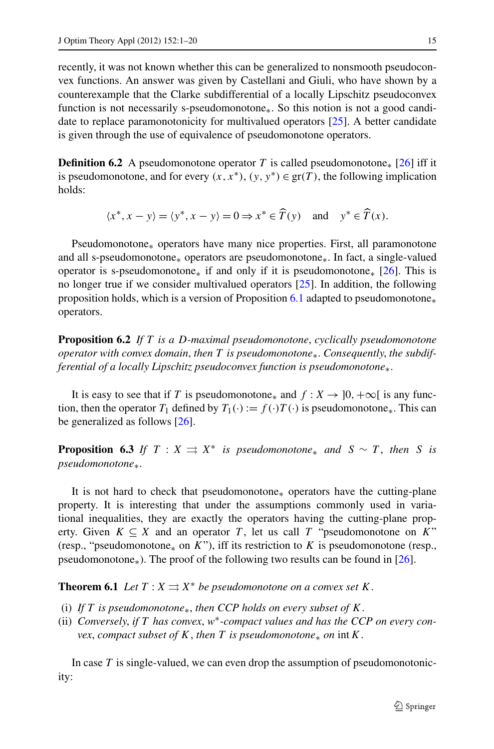recently, it was not known whether this can be generalized to nonsmooth pseudoconvex functions. An answer was given by Castellani and Giuli, who have shown by a counterexample that the Clarke subdifferential of a locally Lipschitz pseudoconvex function is not necessarily s-pseudomonotone$_*$. So this notion is not a good candidate to replace paramonotonicity for multivalued operators [25]. A better candidate is given through the use of equivalence of pseudomonotone operators.

**Definition 6.2** A pseudomonotone operator $T$ is called pseudomonotone$_*$ [26] iff it is pseudomonotone, and for every $(x, x^*)$, $(y, y^*) \in \mathrm{gr}(T)$, the following implication holds:

$$\langle x^*, x - y\rangle = \langle y^*, x - y\rangle = 0 \Rightarrow x^* \in \widehat{T}(y) \quad \text{and} \quad y^* \in \widehat{T}(x).$$

Pseudomonotone$_*$ operators have many nice properties. First, all paramonotone and all s-pseudomonotone$_*$ operators are pseudomonotone$_*$. In fact, a single-valued operator is s-pseudomonotone$_*$ if and only if it is pseudomonotone$_*$ [26]. This is no longer true if we consider multivalued operators [25]. In addition, the following proposition holds, which is a version of Proposition 6.1 adapted to pseudomonotone$_*$ operators.

**Proposition 6.2** *If $T$ is a $D$-maximal pseudomonotone, cyclically pseudomonotone operator with convex domain, then $T$ is pseudomonotone$_*$. Consequently, the subdifferential of a locally Lipschitz pseudoconvex function is pseudomonotone$_*$.*

It is easy to see that if $T$ is pseudomonotone$_*$ and $f : X \to ]0, +\infty[$ is any function, then the operator $T_1$ defined by $T_1(\cdot) := f(\cdot)T(\cdot)$ is pseudomonotone$_*$. This can be generalized as follows [26].

**Proposition 6.3** *If $T : X \rightrightarrows X^*$ is pseudomonotone$_*$ and $S \sim T$, then $S$ is pseudomonotone$_*$.*

It is not hard to check that pseudomonotone$_*$ operators have the cutting-plane property. It is interesting that under the assumptions commonly used in variational inequalities, they are exactly the operators having the cutting-plane property. Given $K \subseteq X$ and an operator $T$, let us call $T$ "pseudomonotone on $K$" (resp., "pseudomonotone$_*$ on $K$"), iff its restriction to $K$ is pseudomonotone (resp., pseudomonotone$_*$). The proof of the following two results can be found in [26].

**Theorem 6.1** *Let $T : X \rightrightarrows X^*$ be pseudomonotone on a convex set $K$.*

(i) *If $T$ is pseudomonotone$_*$, then CCP holds on every subset of $K$.*
(ii) *Conversely, if $T$ has convex, $w^*$-compact values and has the CCP on every convex, compact subset of $K$, then $T$ is pseudomonotone$_*$ on* $\mathrm{int}\, K$.

In case $T$ is single-valued, we can even drop the assumption of pseudomonotonicity: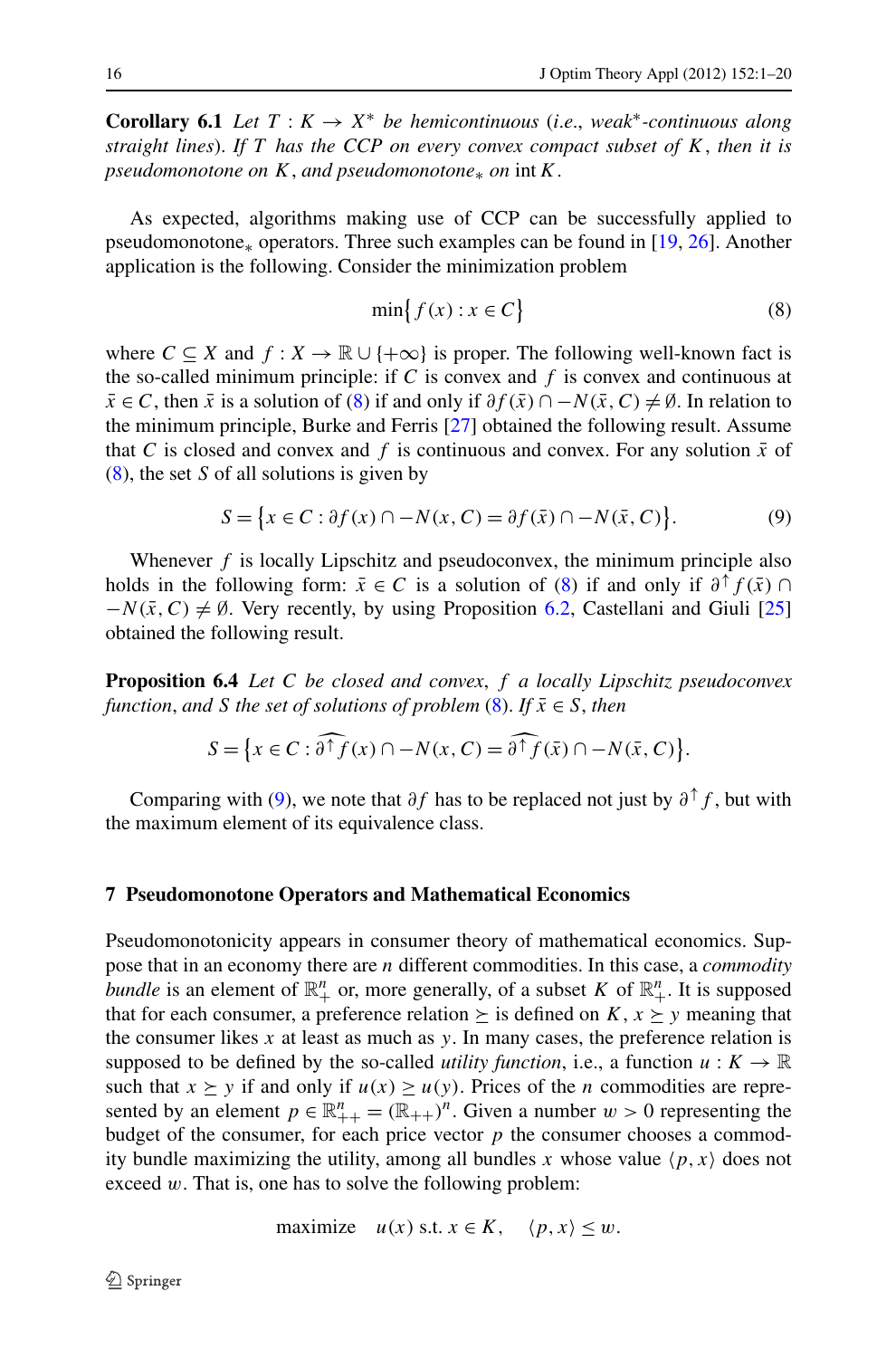**Corollary 6.1** *Let $T : K \to X^*$ be hemicontinuous* (*i.e.*, *weak*$^*$*-continuous along straight lines*). *If $T$ has the CCP on every convex compact subset of $K$, then it is pseudomonotone on $K$, and pseudomonotone$_*$ on* $\operatorname{int} K$.

As expected, algorithms making use of CCP can be successfully applied to pseudomonotone$_*$ operators. Three such examples can be found in [19, 26]. Another application is the following. Consider the minimization problem

$$\min\{f(x) : x \in C\} \tag{8}$$

where $C \subseteq X$ and $f : X \to \mathbb{R} \cup \{+\infty\}$ is proper. The following well-known fact is the so-called minimum principle: if $C$ is convex and $f$ is convex and continuous at $\bar{x} \in C$, then $\bar{x}$ is a solution of (8) if and only if $\partial f(\bar{x}) \cap -N(\bar{x}, C) \neq \emptyset$. In relation to the minimum principle, Burke and Ferris [27] obtained the following result. Assume that $C$ is closed and convex and $f$ is continuous and convex. For any solution $\bar{x}$ of (8), the set $S$ of all solutions is given by

$$S = \{x \in C : \partial f(x) \cap -N(x, C) = \partial f(\bar{x}) \cap -N(\bar{x}, C)\}. \tag{9}$$

Whenever $f$ is locally Lipschitz and pseudoconvex, the minimum principle also holds in the following form: $\bar{x} \in C$ is a solution of (8) if and only if $\partial^{\uparrow} f(\bar{x}) \cap -N(\bar{x}, C) \neq \emptyset$. Very recently, by using Proposition 6.2, Castellani and Giuli [25] obtained the following result.

**Proposition 6.4** *Let $C$ be closed and convex*, *$f$ a locally Lipschitz pseudoconvex function*, *and $S$ the set of solutions of problem* (8). *If $\bar{x} \in S$, then*

$$S = \{x \in C : \widehat{\partial^{\uparrow} f}(x) \cap -N(x, C) = \widehat{\partial^{\uparrow} f}(\bar{x}) \cap -N(\bar{x}, C)\}.$$

Comparing with (9), we note that $\partial f$ has to be replaced not just by $\partial^{\uparrow} f$, but with the maximum element of its equivalence class.

## 7 Pseudomonotone Operators and Mathematical Economics

Pseudomonotonicity appears in consumer theory of mathematical economics. Suppose that in an economy there are $n$ different commodities. In this case, a *commodity bundle* is an element of $\mathbb{R}^n_+$ or, more generally, of a subset $K$ of $\mathbb{R}^n_+$. It is supposed that for each consumer, a preference relation $\succeq$ is defined on $K$, $x \succeq y$ meaning that the consumer likes $x$ at least as much as $y$. In many cases, the preference relation is supposed to be defined by the so-called *utility function*, i.e., a function $u : K \to \mathbb{R}$ such that $x \succeq y$ if and only if $u(x) \geq u(y)$. Prices of the $n$ commodities are represented by an element $p \in \mathbb{R}^n_{++} = (\mathbb{R}_{++})^n$. Given a number $w > 0$ representing the budget of the consumer, for each price vector $p$ the consumer chooses a commodity bundle maximizing the utility, among all bundles $x$ whose value $\langle p, x\rangle$ does not exceed $w$. That is, one has to solve the following problem:

$$\text{maximize} \quad u(x) \text{ s.t. } x \in K, \quad \langle p, x\rangle \leq w.$$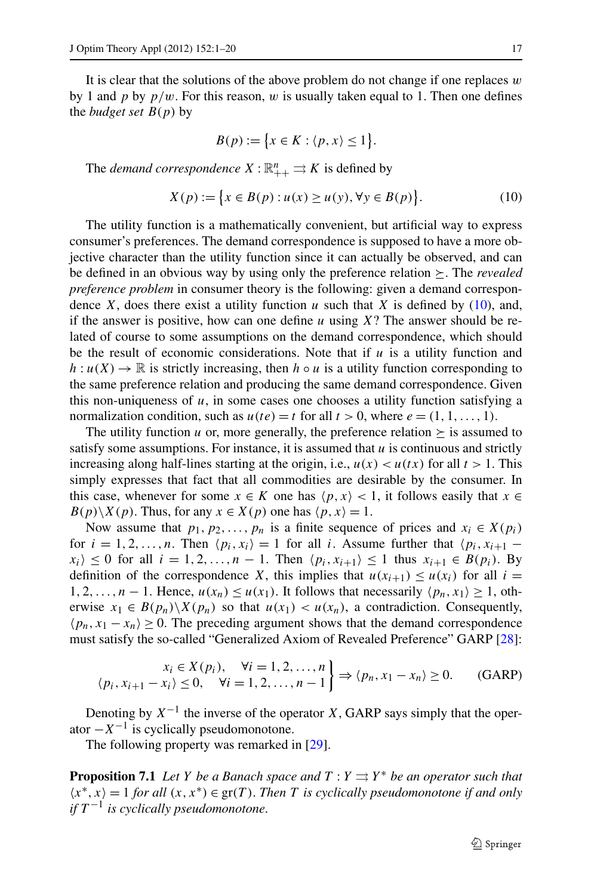It is clear that the solutions of the above problem do not change if one replaces $w$ by 1 and $p$ by $p/w$. For this reason, $w$ is usually taken equal to 1. Then one defines the *budget set* $B(p)$ by

$$B(p) := \{x \in K : \langle p, x\rangle \le 1\}.$$

The *demand correspondence* $X : \mathbb{R}^n_{++} \rightrightarrows K$ is defined by

$$X(p) := \{x \in B(p) : u(x) \ge u(y), \forall y \in B(p)\}. \tag{10}$$

The utility function is a mathematically convenient, but artificial way to express consumer's preferences. The demand correspondence is supposed to have a more objective character than the utility function since it can actually be observed, and can be defined in an obvious way by using only the preference relation $\succeq$. The *revealed preference problem* in consumer theory is the following: given a demand correspondence $X$, does there exist a utility function $u$ such that $X$ is defined by (10), and, if the answer is positive, how can one define $u$ using $X$? The answer should be related of course to some assumptions on the demand correspondence, which should be the result of economic considerations. Note that if $u$ is a utility function and $h : u(X) \to \mathbb{R}$ is strictly increasing, then $h \circ u$ is a utility function corresponding to the same preference relation and producing the same demand correspondence. Given this non-uniqueness of $u$, in some cases one chooses a utility function satisfying a normalization condition, such as $u(te) = t$ for all $t > 0$, where $e = (1, 1, \ldots, 1)$.

The utility function $u$ or, more generally, the preference relation $\succeq$ is assumed to satisfy some assumptions. For instance, it is assumed that $u$ is continuous and strictly increasing along half-lines starting at the origin, i.e., $u(x) < u(tx)$ for all $t > 1$. This simply expresses that fact that all commodities are desirable by the consumer. In this case, whenever for some $x \in K$ one has $\langle p, x\rangle < 1$, it follows easily that $x \in B(p)\backslash X(p)$. Thus, for any $x \in X(p)$ one has $\langle p, x\rangle = 1$.

Now assume that $p_1, p_2, \ldots, p_n$ is a finite sequence of prices and $x_i \in X(p_i)$ for $i = 1, 2, \ldots, n$. Then $\langle p_i, x_i\rangle = 1$ for all $i$. Assume further that $\langle p_i, x_{i+1} - x_i\rangle \le 0$ for all $i = 1, 2, \ldots, n-1$. Then $\langle p_i, x_{i+1}\rangle \le 1$ thus $x_{i+1} \in B(p_i)$. By definition of the correspondence $X$, this implies that $u(x_{i+1}) \le u(x_i)$ for all $i = 1, 2, \ldots, n-1$. Hence, $u(x_n) \le u(x_1)$. It follows that necessarily $\langle p_n, x_1\rangle \ge 1$, otherwise $x_1 \in B(p_n)\backslash X(p_n)$ so that $u(x_1) < u(x_n)$, a contradiction. Consequently, $\langle p_n, x_1 - x_n\rangle \ge 0$. The preceding argument shows that the demand correspondence must satisfy the so-called "Generalized Axiom of Revealed Preference" GARP [28]:

$$\left.\begin{array}{r} x_i \in X(p_i), \quad \forall i = 1, 2, \ldots, n \\ \langle p_i, x_{i+1} - x_i\rangle \le 0, \quad \forall i = 1, 2, \ldots, n-1 \end{array}\right\} \Rightarrow \langle p_n, x_1 - x_n\rangle \ge 0. \tag{GARP}$$

Denoting by $X^{-1}$ the inverse of the operator $X$, GARP says simply that the operator $-X^{-1}$ is cyclically pseudomonotone.

The following property was remarked in [29].

**Proposition 7.1** *Let $Y$ be a Banach space and $T : Y \rightrightarrows Y^*$ be an operator such that $\langle x^*, x\rangle = 1$ for all $(x, x^*) \in \mathrm{gr}(T)$. Then $T$ is cyclically pseudomonotone if and only if $T^{-1}$ is cyclically pseudomonotone.*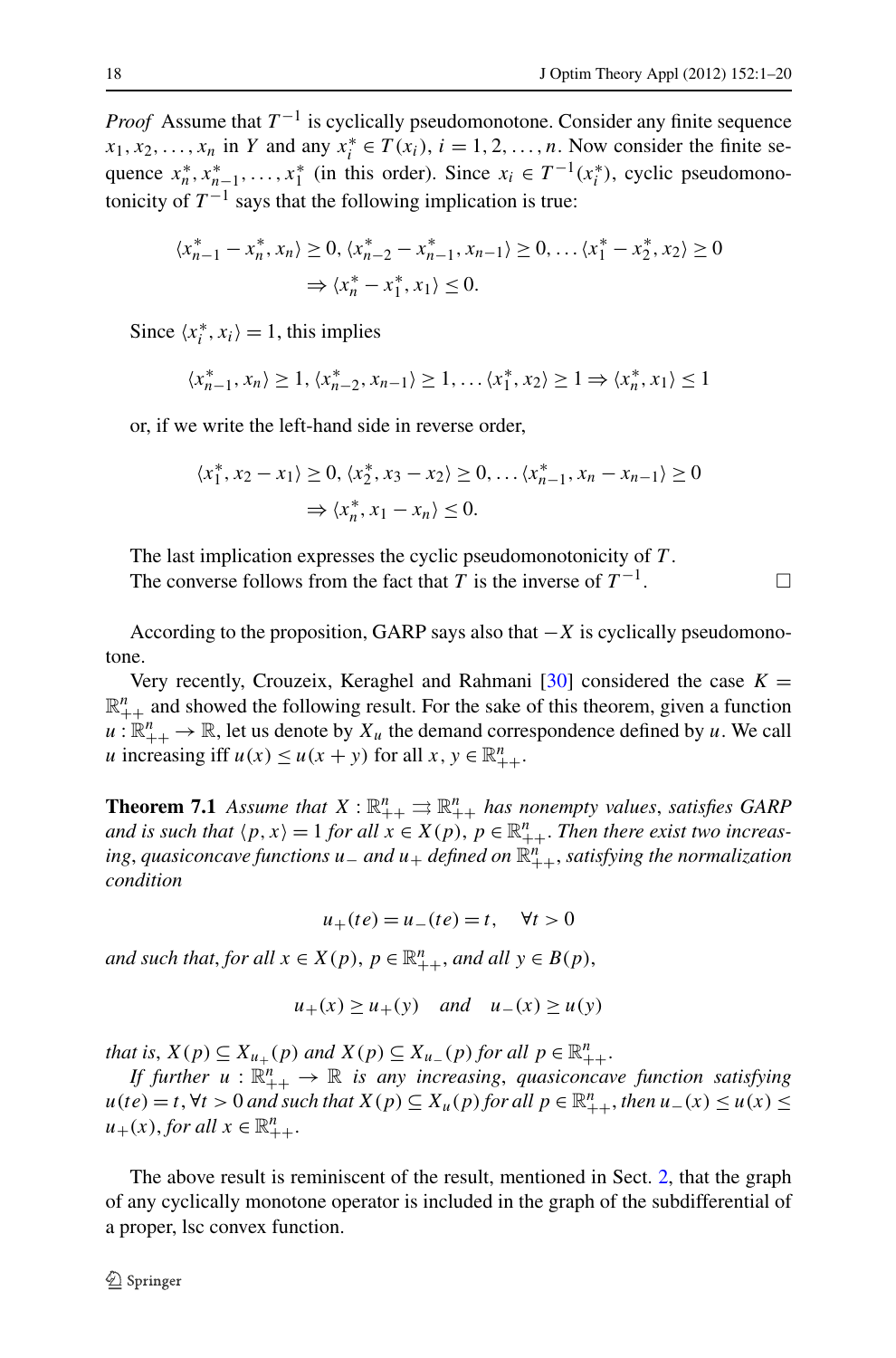*Proof* Assume that $T^{-1}$ is cyclically pseudomonotone. Consider any finite sequence $x_1, x_2, \ldots, x_n$ in $Y$ and any $x_i^* \in T(x_i)$, $i = 1, 2, \ldots, n$. Now consider the finite sequence $x_n^*, x_{n-1}^*, \ldots, x_1^*$ (in this order). Since $x_i \in T^{-1}(x_i^*)$, cyclic pseudomonotonicity of $T^{-1}$ says that the following implication is true:

$$\langle x_{n-1}^* - x_n^*, x_n \rangle \geq 0, \langle x_{n-2}^* - x_{n-1}^*, x_{n-1} \rangle \geq 0, \ldots \langle x_1^* - x_2^*, x_2 \rangle \geq 0$$
$$\Rightarrow \langle x_n^* - x_1^*, x_1 \rangle \leq 0.$$

Since $\langle x_i^*, x_i \rangle = 1$, this implies

$$\langle x_{n-1}^*, x_n \rangle \geq 1, \langle x_{n-2}^*, x_{n-1} \rangle \geq 1, \ldots \langle x_1^*, x_2 \rangle \geq 1 \Rightarrow \langle x_n^*, x_1 \rangle \leq 1$$

or, if we write the left-hand side in reverse order,

$$\langle x_1^*, x_2 - x_1 \rangle \geq 0, \langle x_2^*, x_3 - x_2 \rangle \geq 0, \ldots \langle x_{n-1}^*, x_n - x_{n-1} \rangle \geq 0$$
$$\Rightarrow \langle x_n^*, x_1 - x_n \rangle \leq 0.$$

The last implication expresses the cyclic pseudomonotonicity of $T$.
The converse follows from the fact that $T$ is the inverse of $T^{-1}$. □

According to the proposition, GARP says also that $-X$ is cyclically pseudomonotone.

Very recently, Crouzeix, Keraghel and Rahmani [30] considered the case $K = \mathbb{R}^n_{++}$ and showed the following result. For the sake of this theorem, given a function $u : \mathbb{R}^n_{++} \to \mathbb{R}$, let us denote by $X_u$ the demand correspondence defined by $u$. We call $u$ increasing iff $u(x) \leq u(x + y)$ for all $x, y \in \mathbb{R}^n_{++}$.

**Theorem 7.1** *Assume that $X : \mathbb{R}^n_{++} \rightrightarrows \mathbb{R}^n_{++}$ has nonempty values, satisfies GARP and is such that $\langle p, x \rangle = 1$ for all $x \in X(p)$, $p \in \mathbb{R}^n_{++}$. Then there exist two increasing, quasiconcave functions $u_-$ and $u_+$ defined on $\mathbb{R}^n_{++}$, satisfying the normalization condition*

$$u_+(te) = u_-(te) = t, \quad \forall t > 0$$

*and such that, for all $x \in X(p)$, $p \in \mathbb{R}^n_{++}$, and all $y \in B(p)$,*

$$u_+(x) \geq u_+(y) \quad \textit{and} \quad u_-(x) \geq u(y)$$

*that is, $X(p) \subseteq X_{u_+}(p)$ and $X(p) \subseteq X_{u_-}(p)$ for all $p \in \mathbb{R}^n_{++}$.*

*If further $u : \mathbb{R}^n_{++} \to \mathbb{R}$ is any increasing, quasiconcave function satisfying $u(te) = t, \forall t > 0$ and such that $X(p) \subseteq X_u(p)$ for all $p \in \mathbb{R}^n_{++}$, then $u_-(x) \leq u(x) \leq u_+(x)$, for all $x \in \mathbb{R}^n_{++}$.*

The above result is reminiscent of the result, mentioned in Sect. 2, that the graph of any cyclically monotone operator is included in the graph of the subdifferential of a proper, lsc convex function.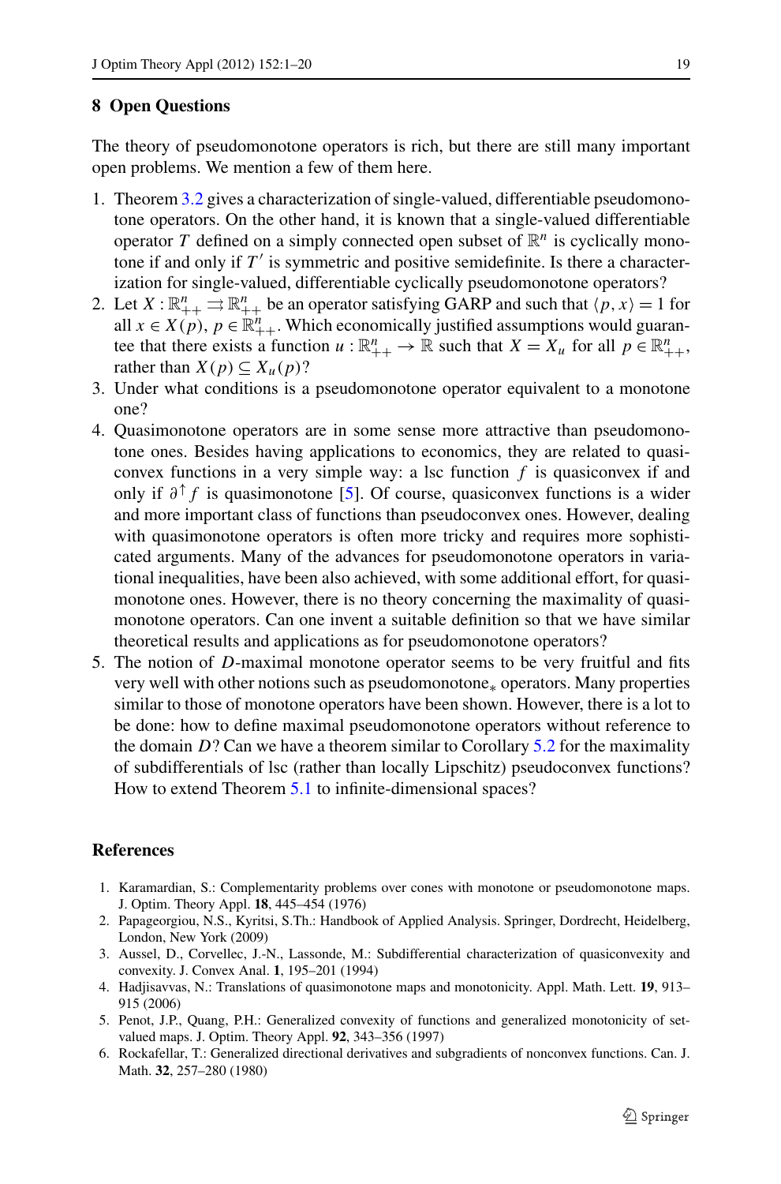## 8 Open Questions

The theory of pseudomonotone operators is rich, but there are still many important open problems. We mention a few of them here.

1. Theorem 3.2 gives a characterization of single-valued, differentiable pseudomonotone operators. On the other hand, it is known that a single-valued differentiable operator $T$ defined on a simply connected open subset of $\mathbb{R}^n$ is cyclically monotone if and only if $T'$ is symmetric and positive semidefinite. Is there a characterization for single-valued, differentiable cyclically pseudomonotone operators?
2. Let $X : \mathbb{R}^n_{++} \rightrightarrows \mathbb{R}^n_{++}$ be an operator satisfying GARP and such that $\langle p, x \rangle = 1$ for all $x \in X(p)$, $p \in \mathbb{R}^n_{++}$. Which economically justified assumptions would guarantee that there exists a function $u : \mathbb{R}^n_{++} \to \mathbb{R}$ such that $X = X_u$ for all $p \in \mathbb{R}^n_{++}$, rather than $X(p) \subseteq X_u(p)$?
3. Under what conditions is a pseudomonotone operator equivalent to a monotone one?
4. Quasimonotone operators are in some sense more attractive than pseudomonotone ones. Besides having applications to economics, they are related to quasiconvex functions in a very simple way: a lsc function $f$ is quasiconvex if and only if $\partial^{\uparrow} f$ is quasimonotone [5]. Of course, quasiconvex functions is a wider and more important class of functions than pseudoconvex ones. However, dealing with quasimonotone operators is often more tricky and requires more sophisticated arguments. Many of the advances for pseudomonotone operators in variational inequalities, have been also achieved, with some additional effort, for quasimonotone ones. However, there is no theory concerning the maximality of quasimonotone operators. Can one invent a suitable definition so that we have similar theoretical results and applications as for pseudomonotone operators?
5. The notion of $D$-maximal monotone operator seems to be very fruitful and fits very well with other notions such as pseudomonotone$_*$ operators. Many properties similar to those of monotone operators have been shown. However, there is a lot to be done: how to define maximal pseudomonotone operators without reference to the domain $D$? Can we have a theorem similar to Corollary 5.2 for the maximality of subdifferentials of lsc (rather than locally Lipschitz) pseudoconvex functions? How to extend Theorem 5.1 to infinite-dimensional spaces?

## References

1. Karamardian, S.: Complementarity problems over cones with monotone or pseudomonotone maps. J. Optim. Theory Appl. **18**, 445–454 (1976)
2. Papageorgiou, N.S., Kyritsi, S.Th.: Handbook of Applied Analysis. Springer, Dordrecht, Heidelberg, London, New York (2009)
3. Aussel, D., Corvellec, J.-N., Lassonde, M.: Subdifferential characterization of quasiconvexity and convexity. J. Convex Anal. **1**, 195–201 (1994)
4. Hadjisavvas, N.: Translations of quasimonotone maps and monotonicity. Appl. Math. Lett. **19**, 913–915 (2006)
5. Penot, J.P., Quang, P.H.: Generalized convexity of functions and generalized monotonicity of set-valued maps. J. Optim. Theory Appl. **92**, 343–356 (1997)
6. Rockafellar, T.: Generalized directional derivatives and subgradients of nonconvex functions. Can. J. Math. **32**, 257–280 (1980)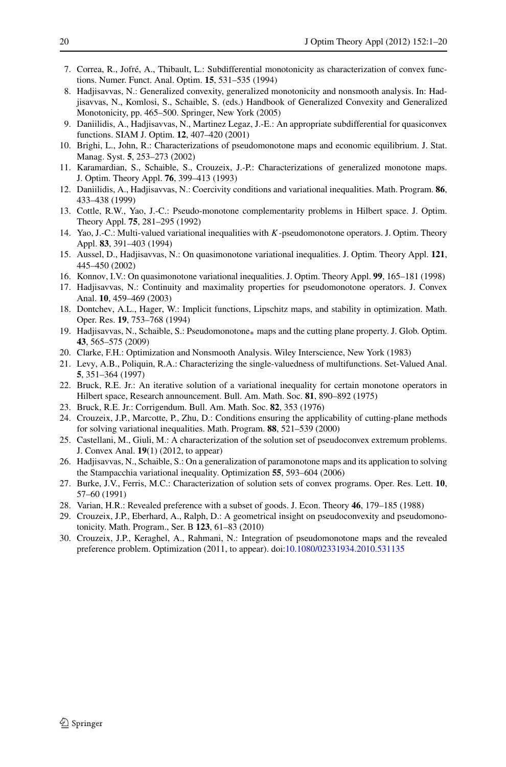7. Correa, R., Jofré, A., Thibault, L.: Subdifferential monotonicity as characterization of convex functions. Numer. Funct. Anal. Optim. **15**, 531–535 (1994)
8. Hadjisavvas, N.: Generalized convexity, generalized monotonicity and nonsmooth analysis. In: Hadjisavvas, N., Komlosi, S., Schaible, S. (eds.) Handbook of Generalized Convexity and Generalized Monotonicity, pp. 465–500. Springer, New York (2005)
9. Daniilidis, A., Hadjisavvas, N., Martinez Legaz, J.-E.: An appropriate subdifferential for quasiconvex functions. SIAM J. Optim. **12**, 407–420 (2001)
10. Brighi, L., John, R.: Characterizations of pseudomonotone maps and economic equilibrium. J. Stat. Manag. Syst. **5**, 253–273 (2002)
11. Karamardian, S., Schaible, S., Crouzeix, J.-P.: Characterizations of generalized monotone maps. J. Optim. Theory Appl. **76**, 399–413 (1993)
12. Daniilidis, A., Hadjisavvas, N.: Coercivity conditions and variational inequalities. Math. Program. **86**, 433–438 (1999)
13. Cottle, R.W., Yao, J.-C.: Pseudo-monotone complementarity problems in Hilbert space. J. Optim. Theory Appl. **75**, 281–295 (1992)
14. Yao, J.-C.: Multi-valued variational inequalities with $K$-pseudomonotone operators. J. Optim. Theory Appl. **83**, 391–403 (1994)
15. Aussel, D., Hadjisavvas, N.: On quasimonotone variational inequalities. J. Optim. Theory Appl. **121**, 445–450 (2002)
16. Konnov, I.V.: On quasimonotone variational inequalities. J. Optim. Theory Appl. **99**, 165–181 (1998)
17. Hadjisavvas, N.: Continuity and maximality properties for pseudomonotone operators. J. Convex Anal. **10**, 459–469 (2003)
18. Dontchev, A.L., Hager, W.: Implicit functions, Lipschitz maps, and stability in optimization. Math. Oper. Res. **19**, 753–768 (1994)
19. Hadjisavvas, N., Schaible, S.: Pseudomonotone$_*$ maps and the cutting plane property. J. Glob. Optim. **43**, 565–575 (2009)
20. Clarke, F.H.: Optimization and Nonsmooth Analysis. Wiley Interscience, New York (1983)
21. Levy, A.B., Poliquin, R.A.: Characterizing the single-valuedness of multifunctions. Set-Valued Anal. **5**, 351–364 (1997)
22. Bruck, R.E. Jr.: An iterative solution of a variational inequality for certain monotone operators in Hilbert space, Research announcement. Bull. Am. Math. Soc. **81**, 890–892 (1975)
23. Bruck, R.E. Jr.: Corrigendum. Bull. Am. Math. Soc. **82**, 353 (1976)
24. Crouzeix, J.P., Marcotte, P., Zhu, D.: Conditions ensuring the applicability of cutting-plane methods for solving variational inequalities. Math. Program. **88**, 521–539 (2000)
25. Castellani, M., Giuli, M.: A characterization of the solution set of pseudoconvex extremum problems. J. Convex Anal. **19**(1) (2012, to appear)
26. Hadjisavvas, N., Schaible, S.: On a generalization of paramonotone maps and its application to solving the Stampacchia variational inequality. Optimization **55**, 593–604 (2006)
27. Burke, J.V., Ferris, M.C.: Characterization of solution sets of convex programs. Oper. Res. Lett. **10**, 57–60 (1991)
28. Varian, H.R.: Revealed preference with a subset of goods. J. Econ. Theory **46**, 179–185 (1988)
29. Crouzeix, J.P., Eberhard, A., Ralph, D.: A geometrical insight on pseudoconvexity and pseudomonotonicity. Math. Program., Ser. B **123**, 61–83 (2010)
30. Crouzeix, J.P., Keraghel, A., Rahmani, N.: Integration of pseudomonotone maps and the revealed preference problem. Optimization (2011, to appear). doi:10.1080/02331934.2010.531135